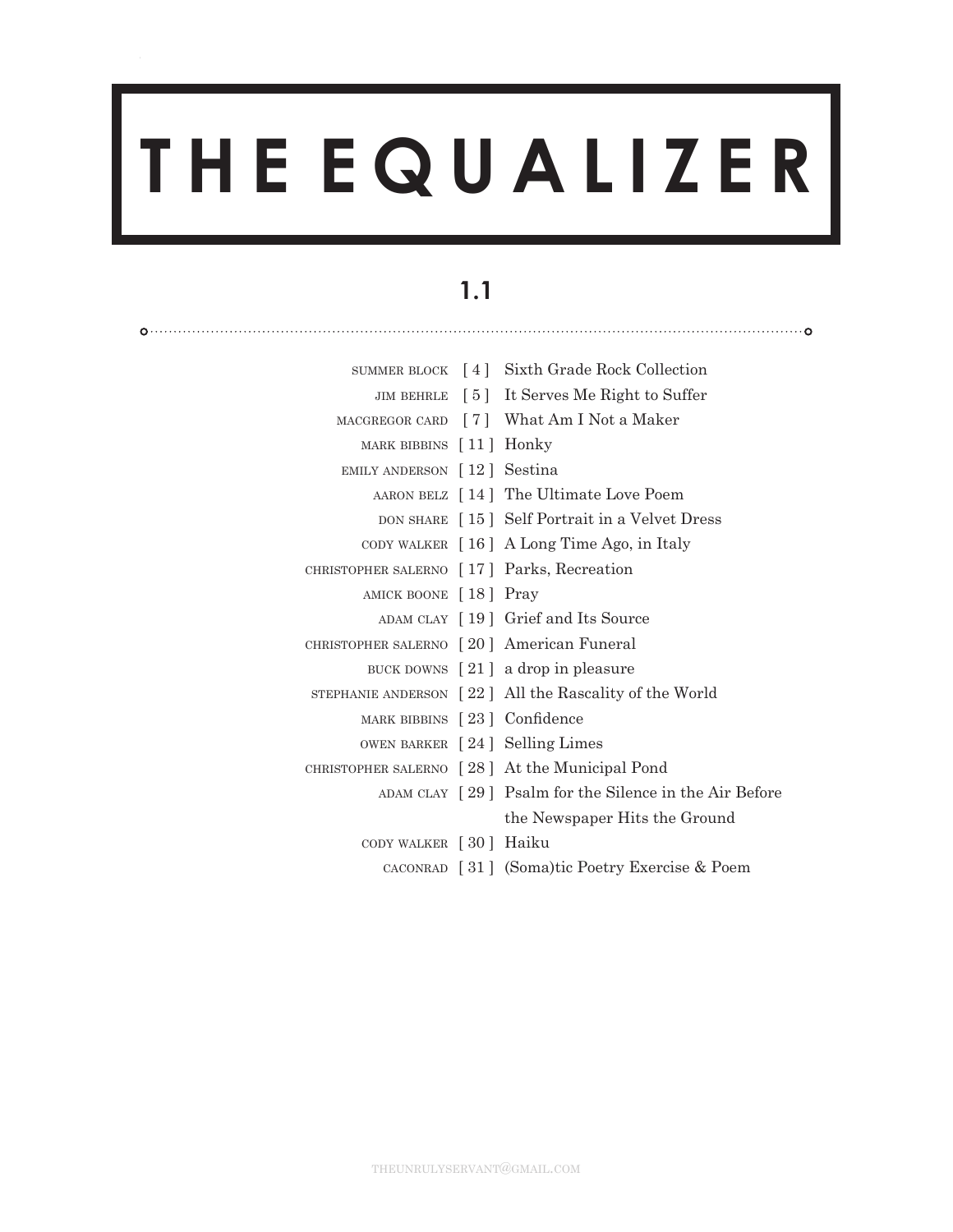# THE EQUALIZER

## 1.1

| | | |
|---|---|---|
| SUMMER BLOCK | [ 4 ] | Sixth Grade Rock Collection |
| JIM BEHRLE | [ 5 ] | It Serves Me Right to Suffer |
| MACGREGOR CARD | [ 7 ] | What Am I Not a Maker |
| MARK BIBBINS | [ 11 ] | Honky |
| EMILY ANDERSON | [ 12 ] | Sestina |
| AARON BELZ | [ 14 ] | The Ultimate Love Poem |
| DON SHARE | [ 15 ] | Self Portrait in a Velvet Dress |
| CODY WALKER | [ 16 ] | A Long Time Ago, in Italy |
| CHRISTOPHER SALERNO | [ 17 ] | Parks, Recreation |
| AMICK BOONE | [ 18 ] | Pray |
| ADAM CLAY | [ 19 ] | Grief and Its Source |
| CHRISTOPHER SALERNO | [ 20 ] | American Funeral |
| BUCK DOWNS | [ 21 ] | a drop in pleasure |
| STEPHANIE ANDERSON | [ 22 ] | All the Rascality of the World |
| MARK BIBBINS | [ 23 ] | Confidence |
| OWEN BARKER | [ 24 ] | Selling Limes |
| CHRISTOPHER SALERNO | [ 28 ] | At the Municipal Pond |
| ADAM CLAY | [ 29 ] | Psalm for the Silence in the Air Before the Newspaper Hits the Ground |
| CODY WALKER | [ 30 ] | Haiku |
| CACONRAD | [ 31 ] | (Soma)tic Poetry Exercise & Poem |

THEUNRULYSERVANT@GMAIL.COM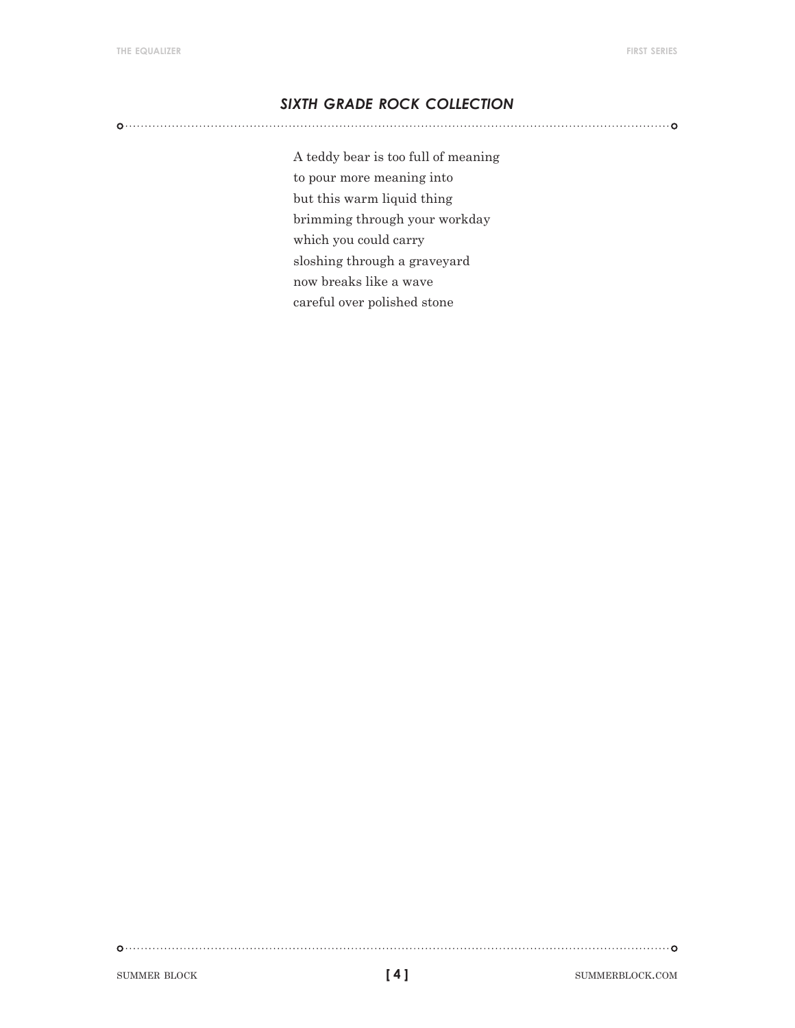## *SIXTH GRADE ROCK COLLECTION*

A teddy bear is too full of meaning  
to pour more meaning into  
but this warm liquid thing  
brimming through your workday  
which you could carry  
sloshing through a graveyard  
now breaks like a wave  
careful over polished stone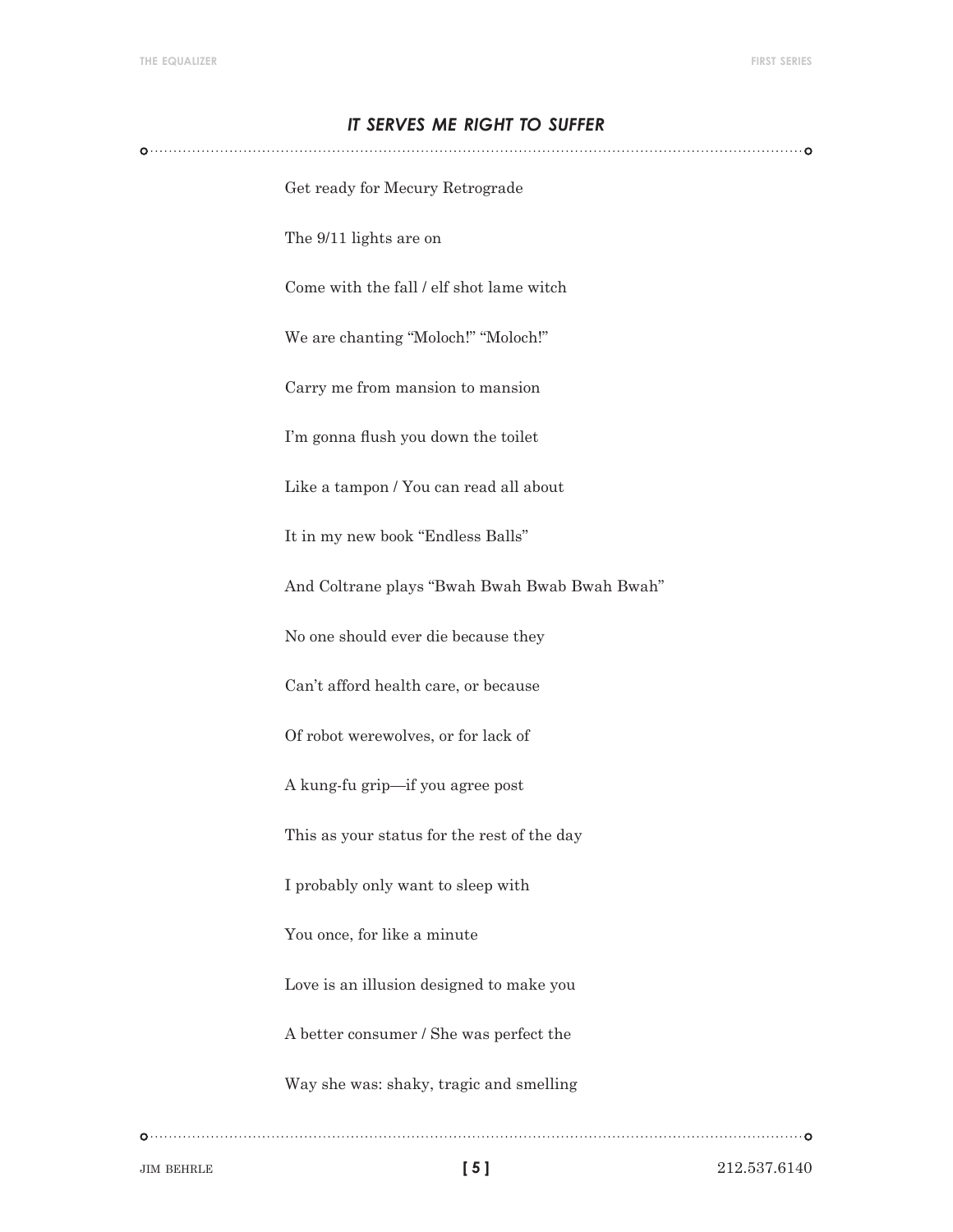## *IT SERVES ME RIGHT TO SUFFER*

Get ready for Mecury Retrograde

The 9/11 lights are on

Come with the fall / elf shot lame witch

We are chanting “Moloch!” “Moloch!”

Carry me from mansion to mansion

I’m gonna flush you down the toilet

Like a tampon / You can read all about

It in my new book “Endless Balls”

And Coltrane plays “Bwah Bwah Bwab Bwah Bwah”

No one should ever die because they

Can’t afford health care, or because

Of robot werewolves, or for lack of

A kung-fu grip—if you agree post

This as your status for the rest of the day

I probably only want to sleep with

You once, for like a minute

Love is an illusion designed to make you

A better consumer / She was perfect the

Way she was: shaky, tragic and smelling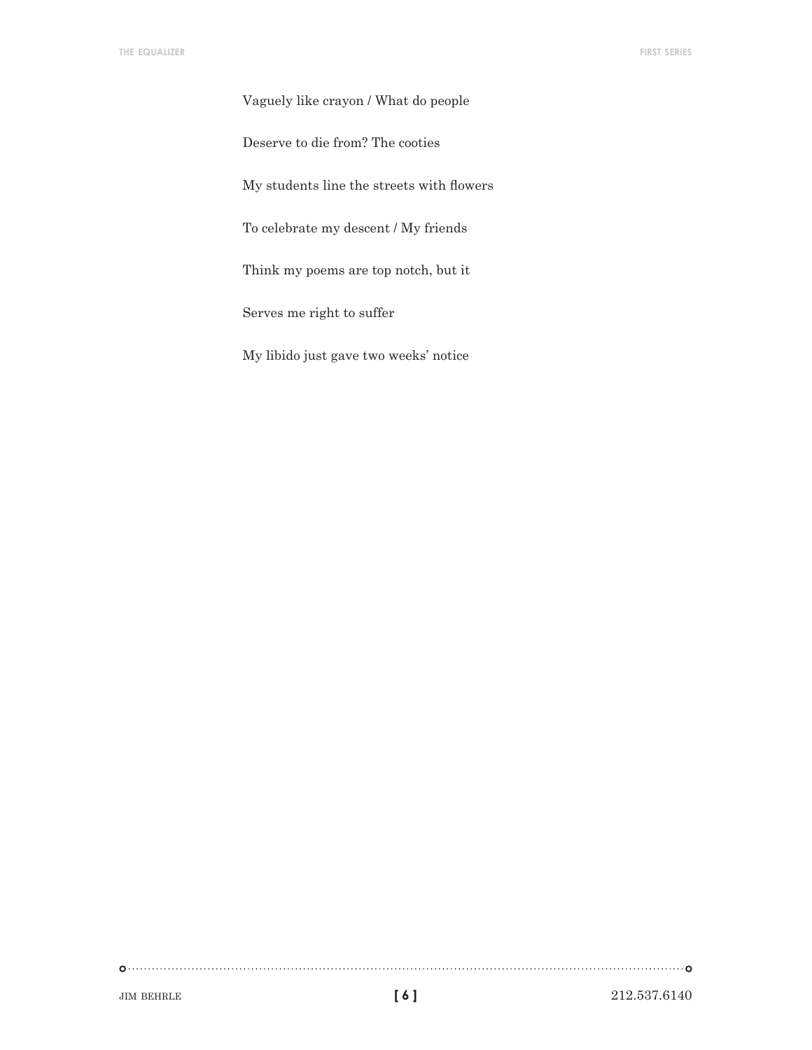Vaguely like crayon / What do people

Deserve to die from? The cooties

My students line the streets with flowers

To celebrate my descent / My friends

Think my poems are top notch, but it

Serves me right to suffer

My libido just gave two weeks' notice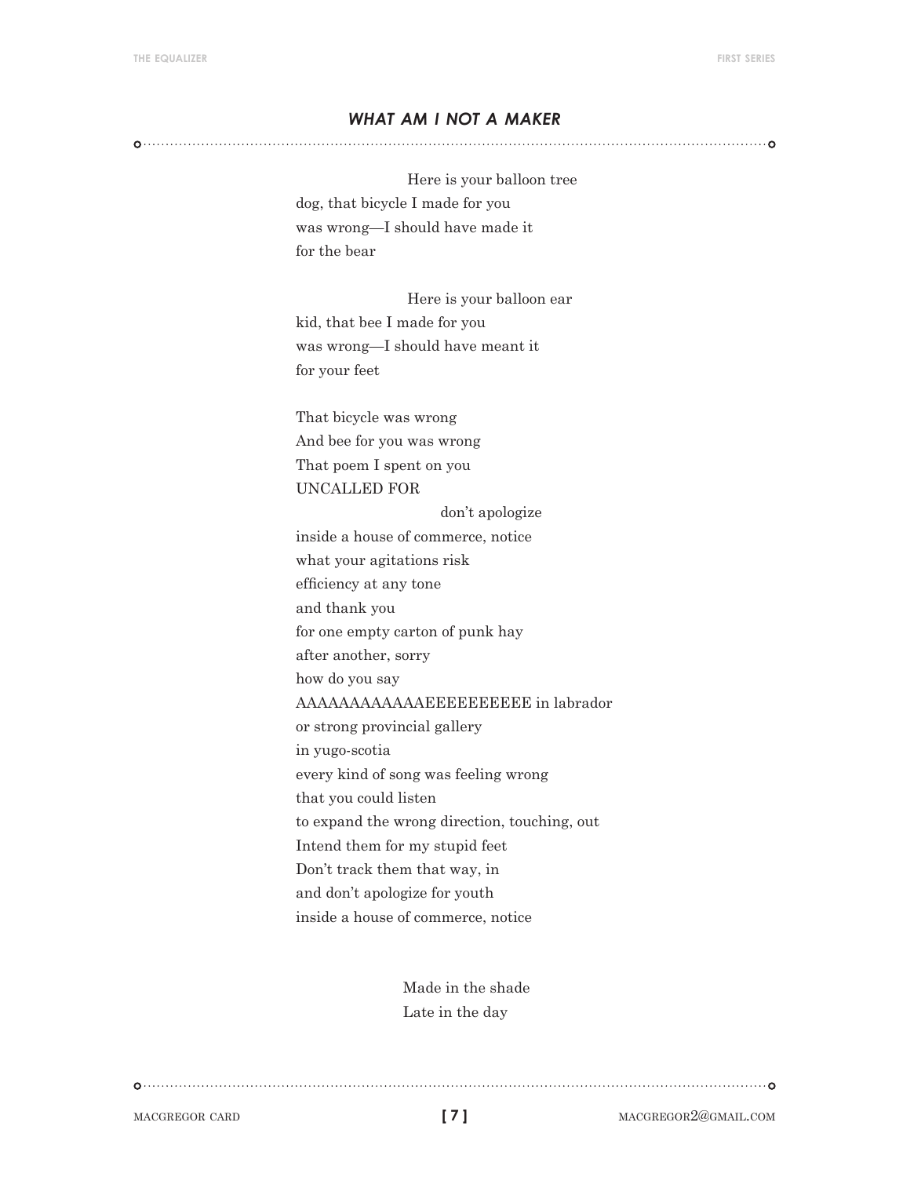### *WHAT AM I NOT A MAKER*

Here is your balloon tree  
dog, that bicycle I made for you  
was wrong—I should have made it  
for the bear

Here is your balloon ear  
kid, that bee I made for you  
was wrong—I should have meant it  
for your feet

That bicycle was wrong  
And bee for you was wrong  
That poem I spent on you  
UNCALLED FOR  
don't apologize  
inside a house of commerce, notice  
what your agitations risk  
efficiency at any tone  
and thank you  
for one empty carton of punk hay  
after another, sorry  
how do you say  
AAAAAAAAAAAAEEEEEEEEEE in labrador  
or strong provincial gallery  
in yugo-scotia  
every kind of song was feeling wrong  
that you could listen  
to expand the wrong direction, touching, out  
Intend them for my stupid feet  
Don't track them that way, in  
and don't apologize for youth  
inside a house of commerce, notice

Made in the shade  
Late in the day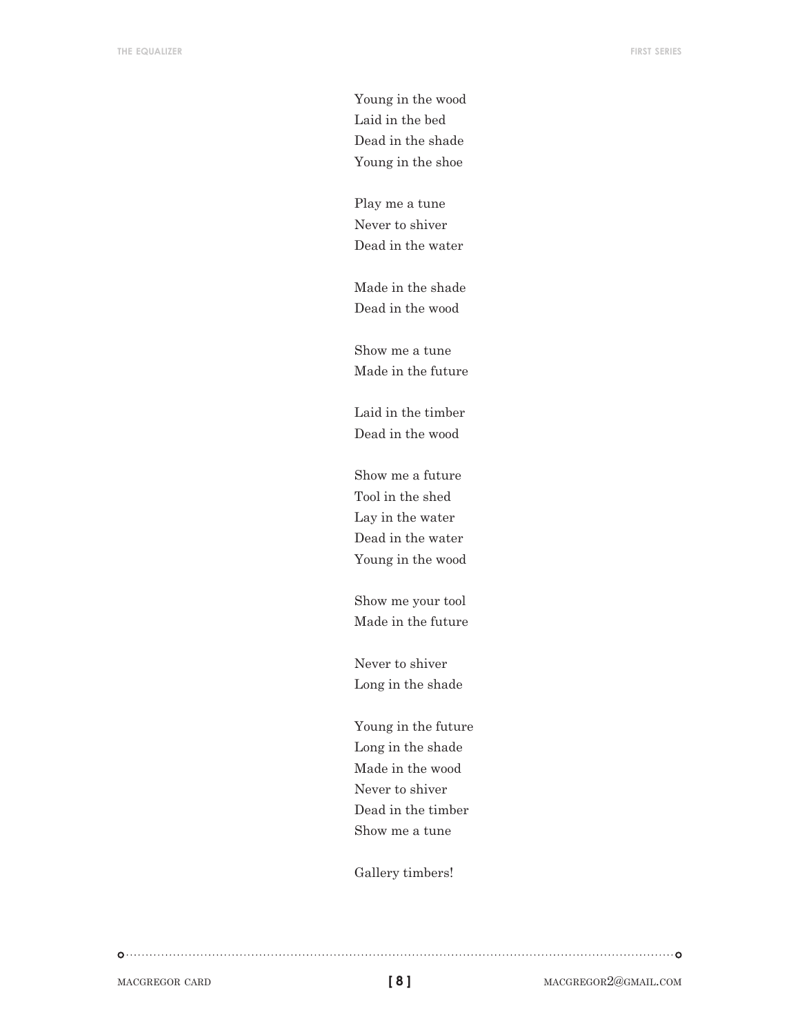Young in the wood  
Laid in the bed  
Dead in the shade  
Young in the shoe

Play me a tune  
Never to shiver  
Dead in the water

Made in the shade  
Dead in the wood

Show me a tune  
Made in the future

Laid in the timber  
Dead in the wood

Show me a future  
Tool in the shed  
Lay in the water  
Dead in the water  
Young in the wood

Show me your tool  
Made in the future

Never to shiver  
Long in the shade

Young in the future  
Long in the shade  
Made in the wood  
Never to shiver  
Dead in the timber  
Show me a tune

Gallery timbers!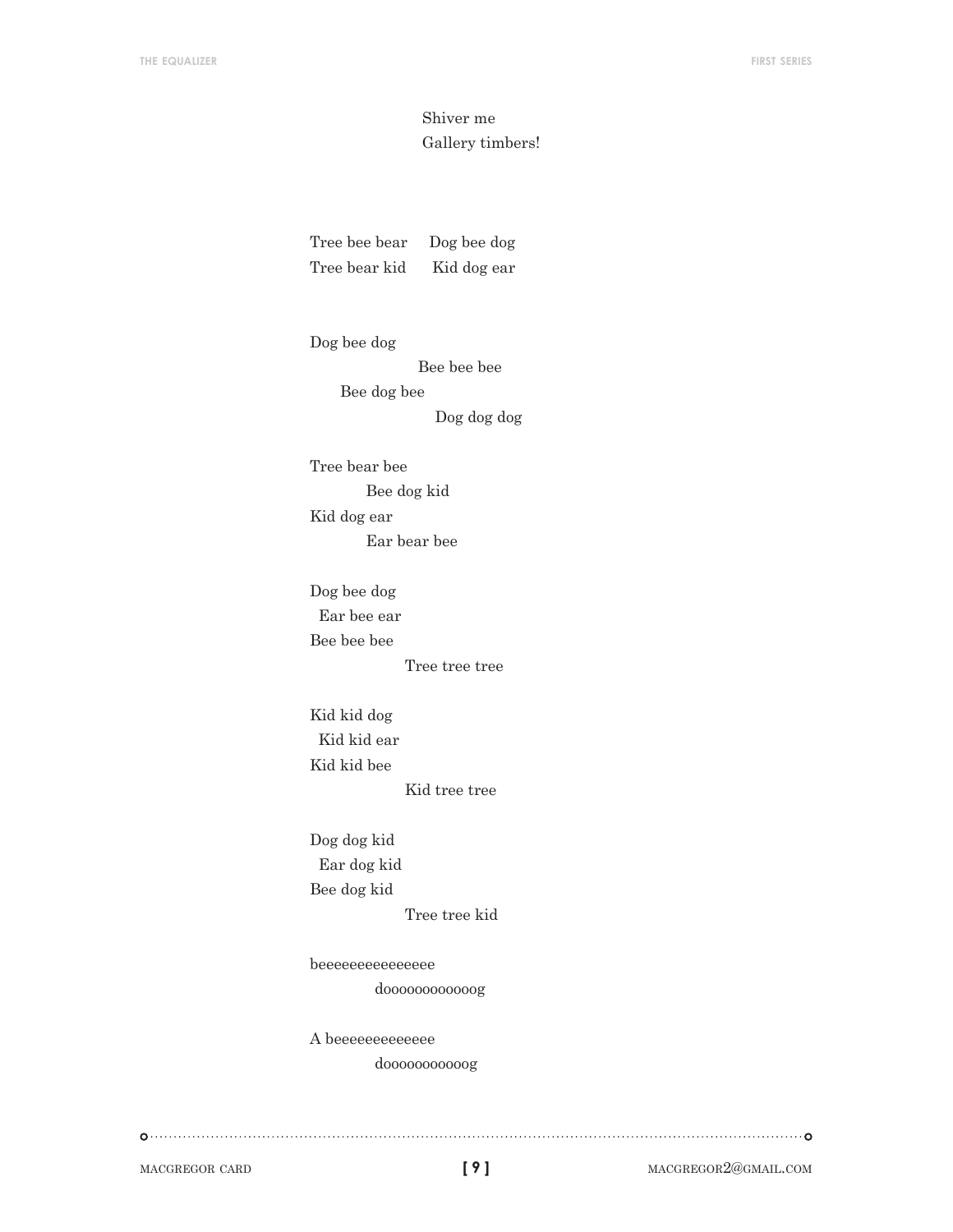Shiver me  
Gallery timbers!

Tree bee bear     Dog bee dog  
Tree bear kid     Kid dog ear

Dog bee dog  
                    Bee bee bee  
      Bee dog bee  
                       Dog dog dog

Tree bear bee  
          Bee dog kid  
Kid dog ear  
          Ear bear bee

Dog bee dog  
  Ear bee ear  
Bee bee bee  
                 Tree tree tree

Kid kid dog  
  Kid kid ear  
Kid kid bee  
                 Kid tree tree

Dog dog kid  
  Ear dog kid  
Bee dog kid  
                 Tree tree kid

beeeeeeeeeeeeeee  
            doooooooooooog

A beeeeeeeeeeeee  
            dooooooooooog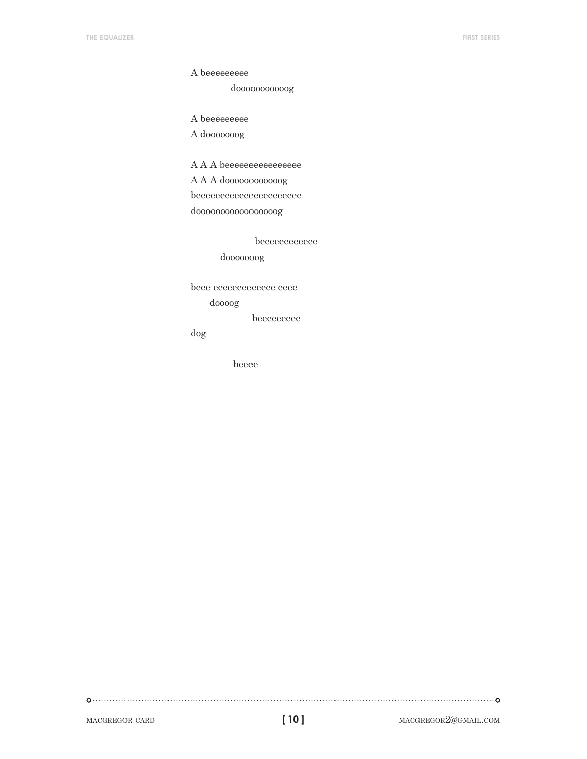A beeeeeeeee
            dooooooooooog

A beeeeeeeee
A dooooooog

A A A beeeeeeeeeeeeeeee
A A A doooooooooooog
beeeeeeeeeeeeeeeeeeeee
doooooooooooooooog

                    beeeeeeeeeeee
         dooooooog

beee eeeeeeeeeeeee eeee
      doooog
                    beeeeeeeee
dog

             beeee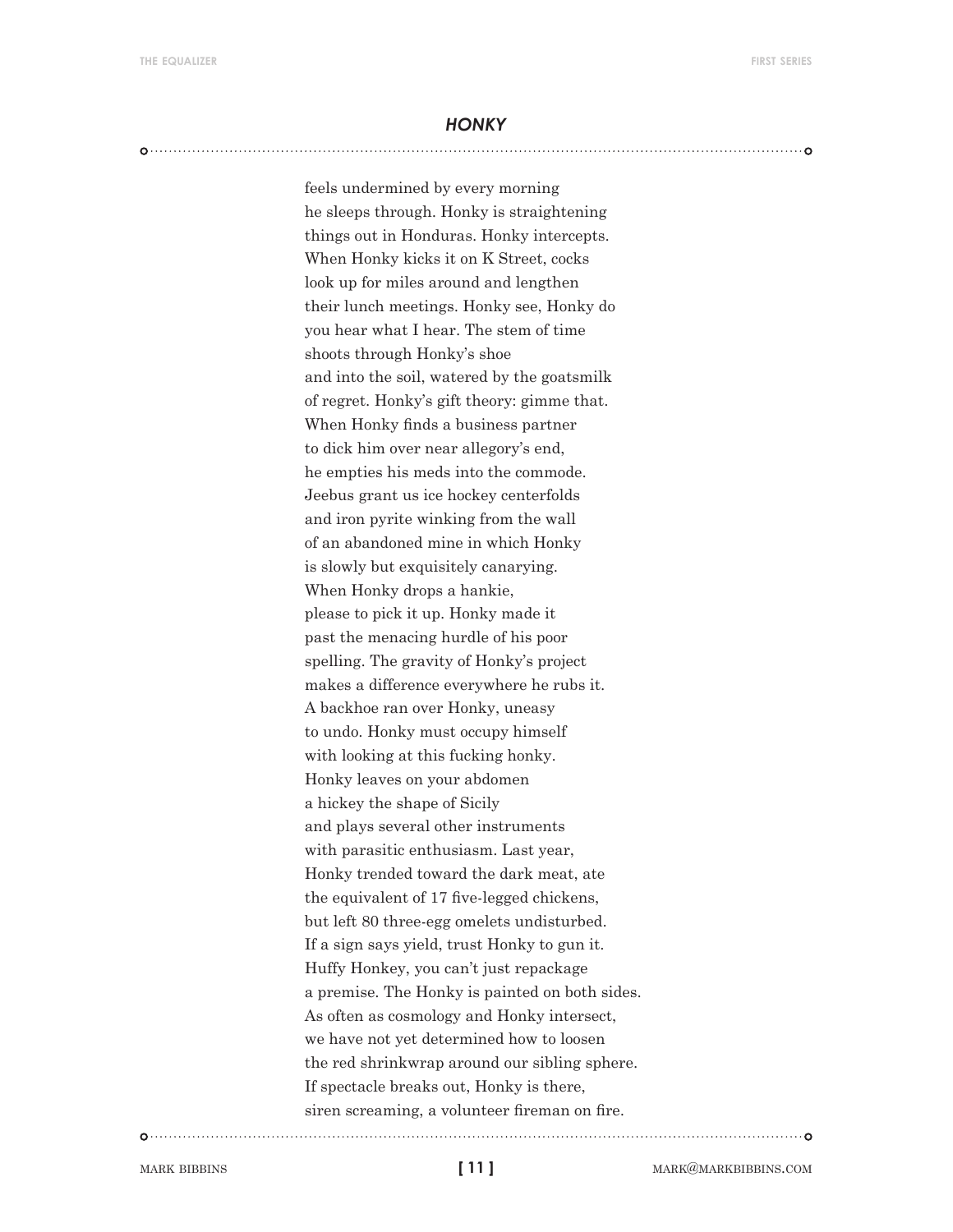## *HONKY*

feels undermined by every morning
he sleeps through. Honky is straightening
things out in Honduras. Honky intercepts.
When Honky kicks it on K Street, cocks
look up for miles around and lengthen
their lunch meetings. Honky see, Honky do
you hear what I hear. The stem of time
shoots through Honky's shoe
and into the soil, watered by the goatsmilk
of regret. Honky's gift theory: gimme that.
When Honky finds a business partner
to dick him over near allegory's end,
he empties his meds into the commode.
Jeebus grant us ice hockey centerfolds
and iron pyrite winking from the wall
of an abandoned mine in which Honky
is slowly but exquisitely canarying.
When Honky drops a hankie,
please to pick it up. Honky made it
past the menacing hurdle of his poor
spelling. The gravity of Honky's project
makes a difference everywhere he rubs it.
A backhoe ran over Honky, uneasy
to undo. Honky must occupy himself
with looking at this fucking honky.
Honky leaves on your abdomen
a hickey the shape of Sicily
and plays several other instruments
with parasitic enthusiasm. Last year,
Honky trended toward the dark meat, ate
the equivalent of 17 five-legged chickens,
but left 80 three-egg omelets undisturbed.
If a sign says yield, trust Honky to gun it.
Huffy Honkey, you can't just repackage
a premise. The Honky is painted on both sides.
As often as cosmology and Honky intersect,
we have not yet determined how to loosen
the red shrinkwrap around our sibling sphere.
If spectacle breaks out, Honky is there,
siren screaming, a volunteer fireman on fire.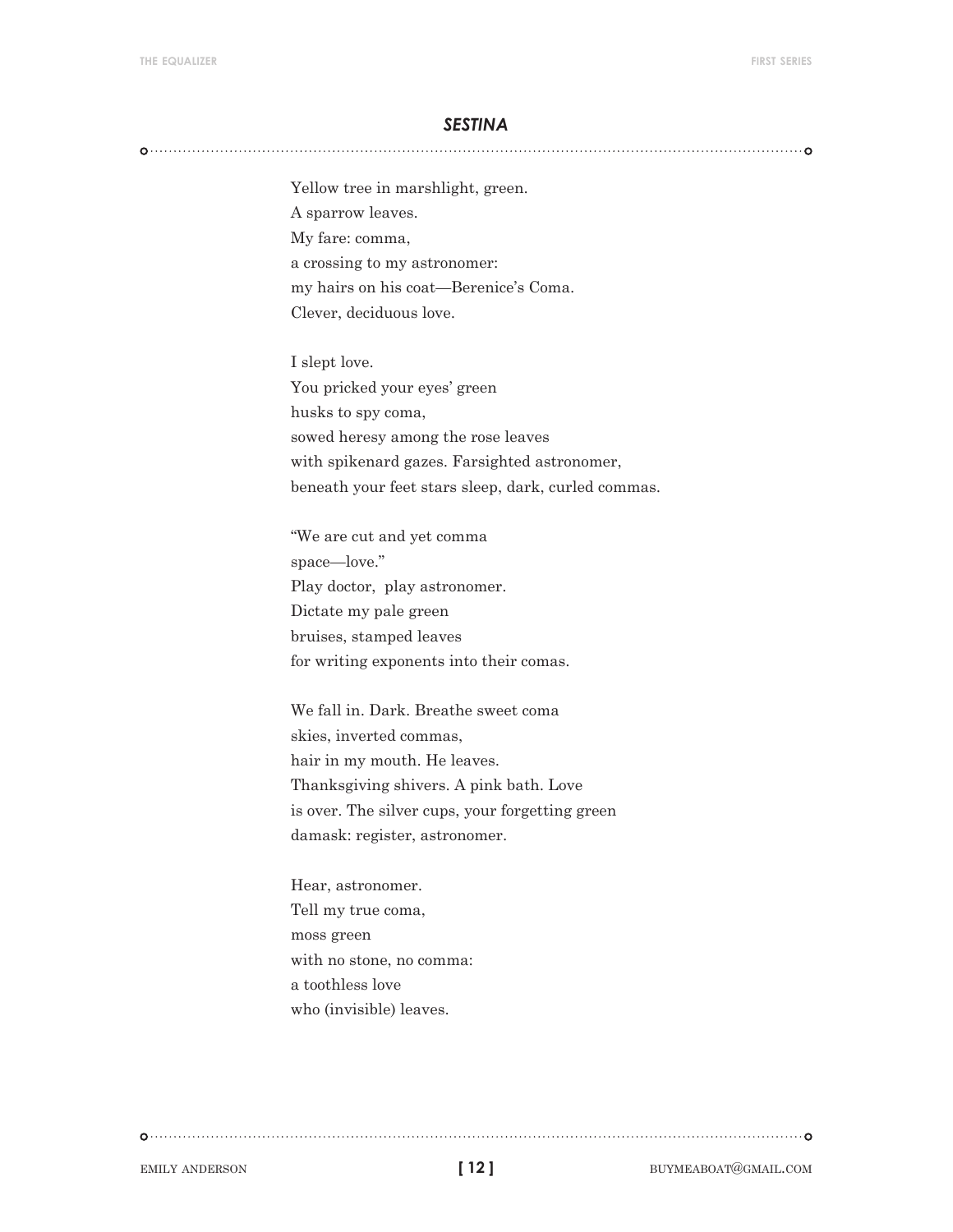## *SESTINA*

Yellow tree in marshlight, green.  
A sparrow leaves.  
My fare: comma,  
a crossing to my astronomer:  
my hairs on his coat—Berenice's Coma.  
Clever, deciduous love.

I slept love.  
You pricked your eyes' green  
husks to spy coma,  
sowed heresy among the rose leaves  
with spikenard gazes. Farsighted astronomer,  
beneath your feet stars sleep, dark, curled commas.

"We are cut and yet comma  
space—love."  
Play doctor, play astronomer.  
Dictate my pale green  
bruises, stamped leaves  
for writing exponents into their comas.

We fall in. Dark. Breathe sweet coma  
skies, inverted commas,  
hair in my mouth. He leaves.  
Thanksgiving shivers. A pink bath. Love  
is over. The silver cups, your forgetting green  
damask: register, astronomer.

Hear, astronomer.  
Tell my true coma,  
moss green  
with no stone, no comma:  
a toothless love  
who (invisible) leaves.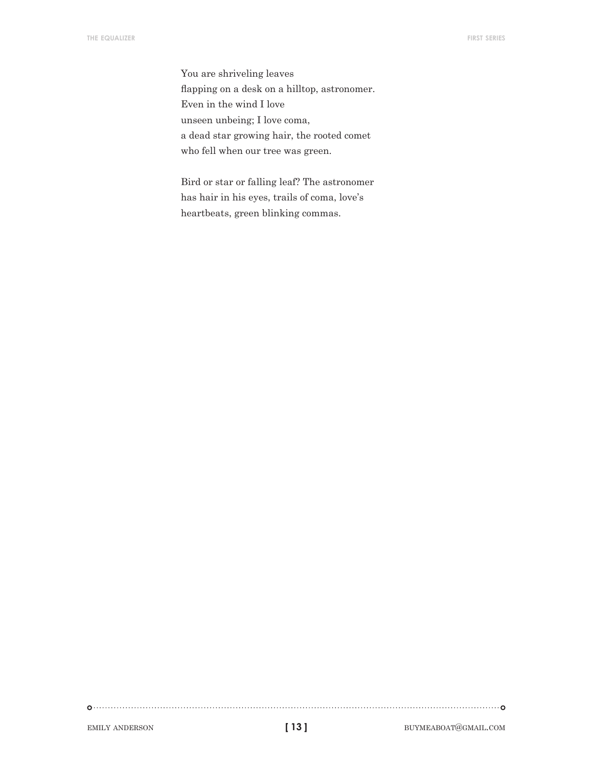You are shriveling leaves
flapping on a desk on a hilltop, astronomer.
Even in the wind I love
unseen unbeing; I love coma,
a dead star growing hair, the rooted comet
who fell when our tree was green.

Bird or star or falling leaf? The astronomer
has hair in his eyes, trails of coma, love's
heartbeats, green blinking commas.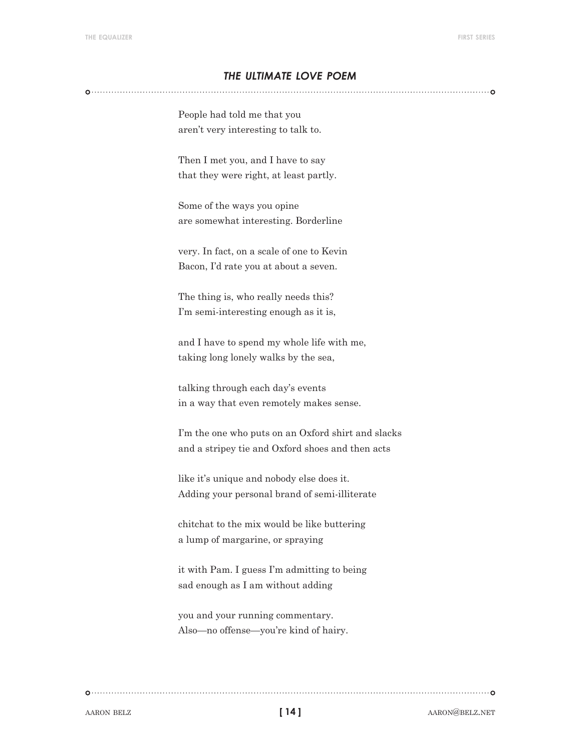## *THE ULTIMATE LOVE POEM*

People had told me that you  
aren't very interesting to talk to.

Then I met you, and I have to say  
that they were right, at least partly.

Some of the ways you opine  
are somewhat interesting. Borderline

very. In fact, on a scale of one to Kevin  
Bacon, I'd rate you at about a seven.

The thing is, who really needs this?  
I'm semi-interesting enough as it is,

and I have to spend my whole life with me,  
taking long lonely walks by the sea,

talking through each day's events  
in a way that even remotely makes sense.

I'm the one who puts on an Oxford shirt and slacks  
and a stripey tie and Oxford shoes and then acts

like it's unique and nobody else does it.  
Adding your personal brand of semi-illiterate

chitchat to the mix would be like buttering  
a lump of margarine, or spraying

it with Pam. I guess I'm admitting to being  
sad enough as I am without adding

you and your running commentary.  
Also—no offense—you're kind of hairy.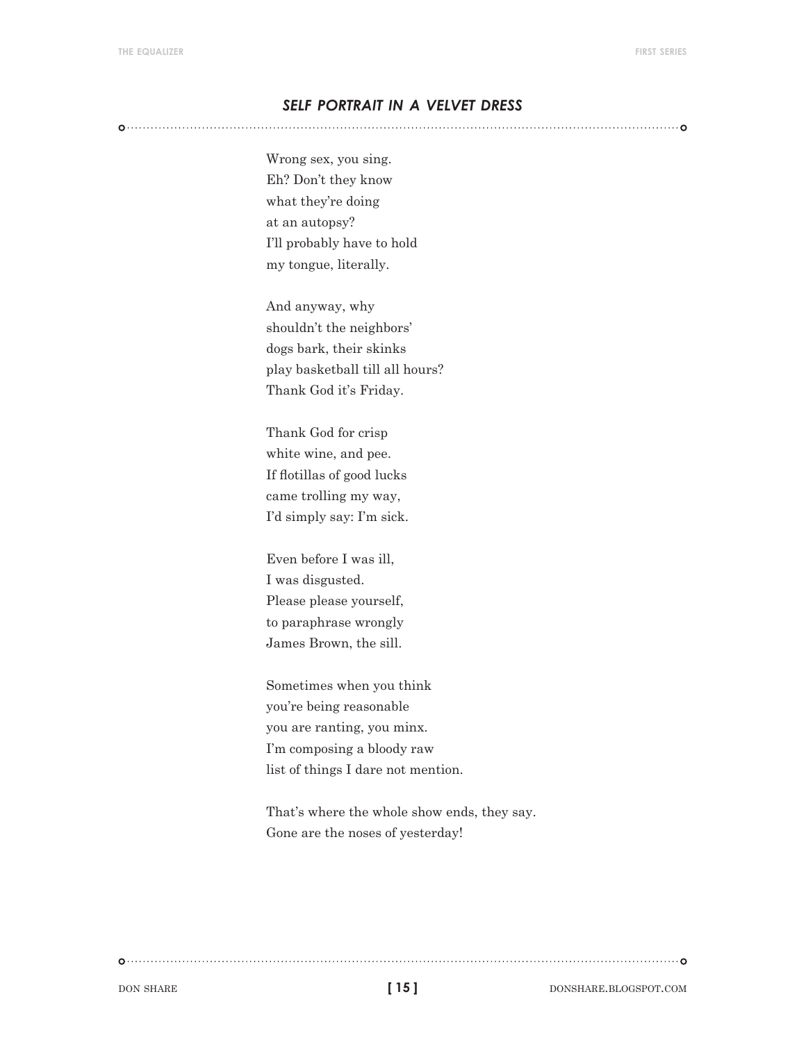## *SELF PORTRAIT IN A VELVET DRESS*

Wrong sex, you sing.  
Eh? Don't they know  
what they're doing  
at an autopsy?  
I'll probably have to hold  
my tongue, literally.

And anyway, why  
shouldn't the neighbors'  
dogs bark, their skinks  
play basketball till all hours?  
Thank God it's Friday.

Thank God for crisp  
white wine, and pee.  
If flotillas of good lucks  
came trolling my way,  
I'd simply say: I'm sick.

Even before I was ill,  
I was disgusted.  
Please please yourself,  
to paraphrase wrongly  
James Brown, the sill.

Sometimes when you think  
you're being reasonable  
you are ranting, you minx.  
I'm composing a bloody raw  
list of things I dare not mention.

That's where the whole show ends, they say.  
Gone are the noses of yesterday!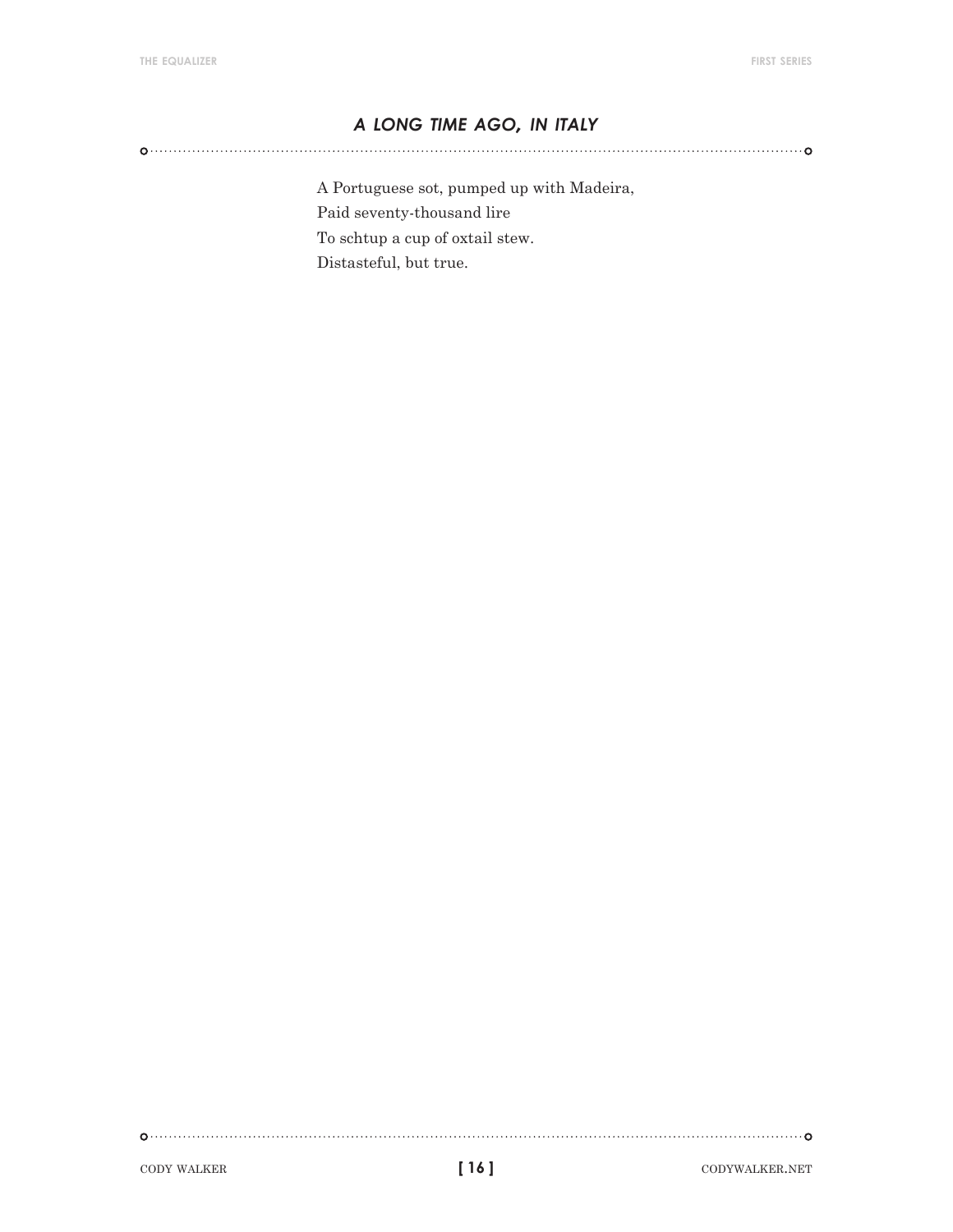## *A LONG TIME AGO, IN ITALY*

A Portuguese sot, pumped up with Madeira,
Paid seventy-thousand lire
To schtup a cup of oxtail stew.
Distasteful, but true.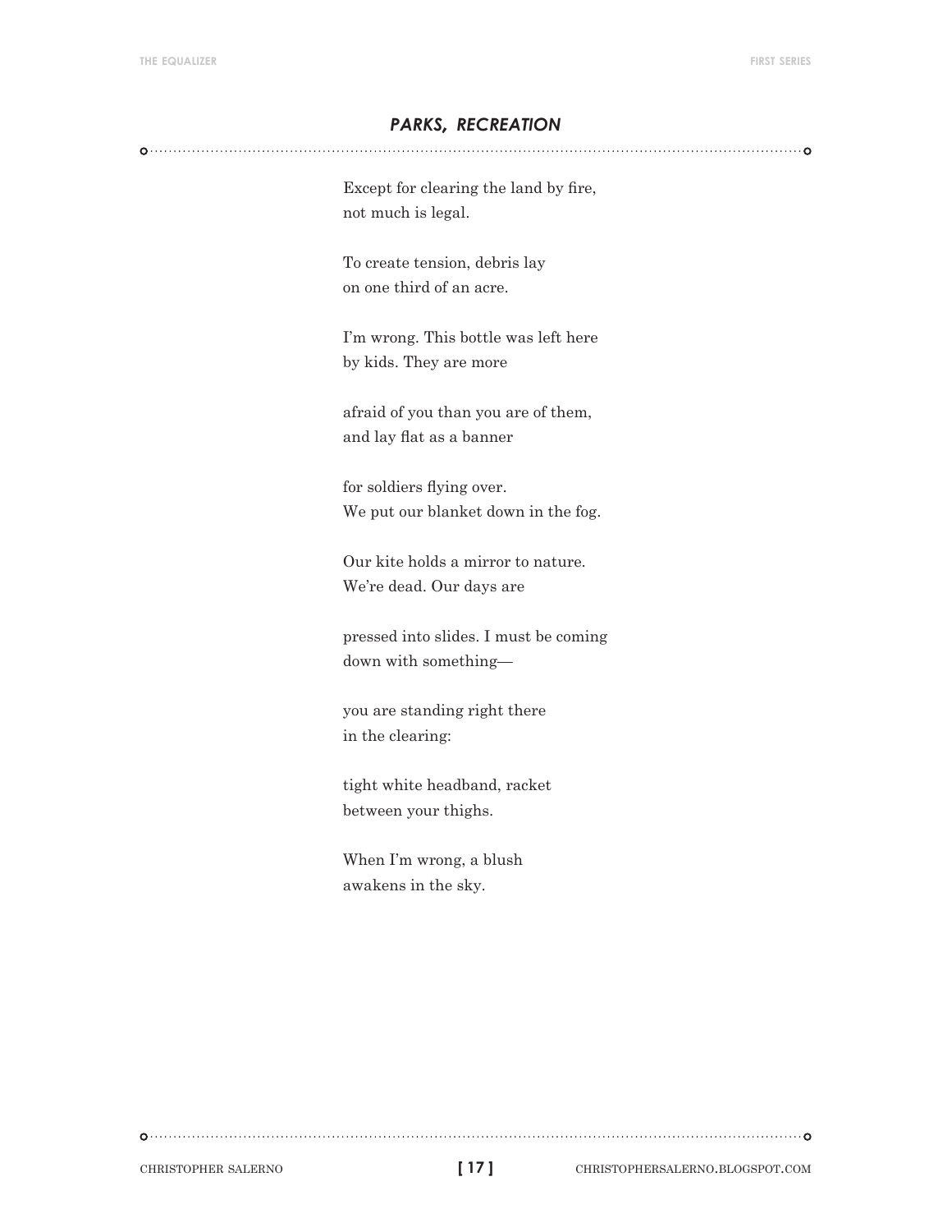## *PARKS, RECREATION*

Except for clearing the land by fire,
not much is legal.

To create tension, debris lay
on one third of an acre.

I'm wrong. This bottle was left here
by kids. They are more

afraid of you than you are of them,
and lay flat as a banner

for soldiers flying over.
We put our blanket down in the fog.

Our kite holds a mirror to nature.
We're dead. Our days are

pressed into slides. I must be coming
down with something—

you are standing right there
in the clearing:

tight white headband, racket
between your thighs.

When I'm wrong, a blush
awakens in the sky.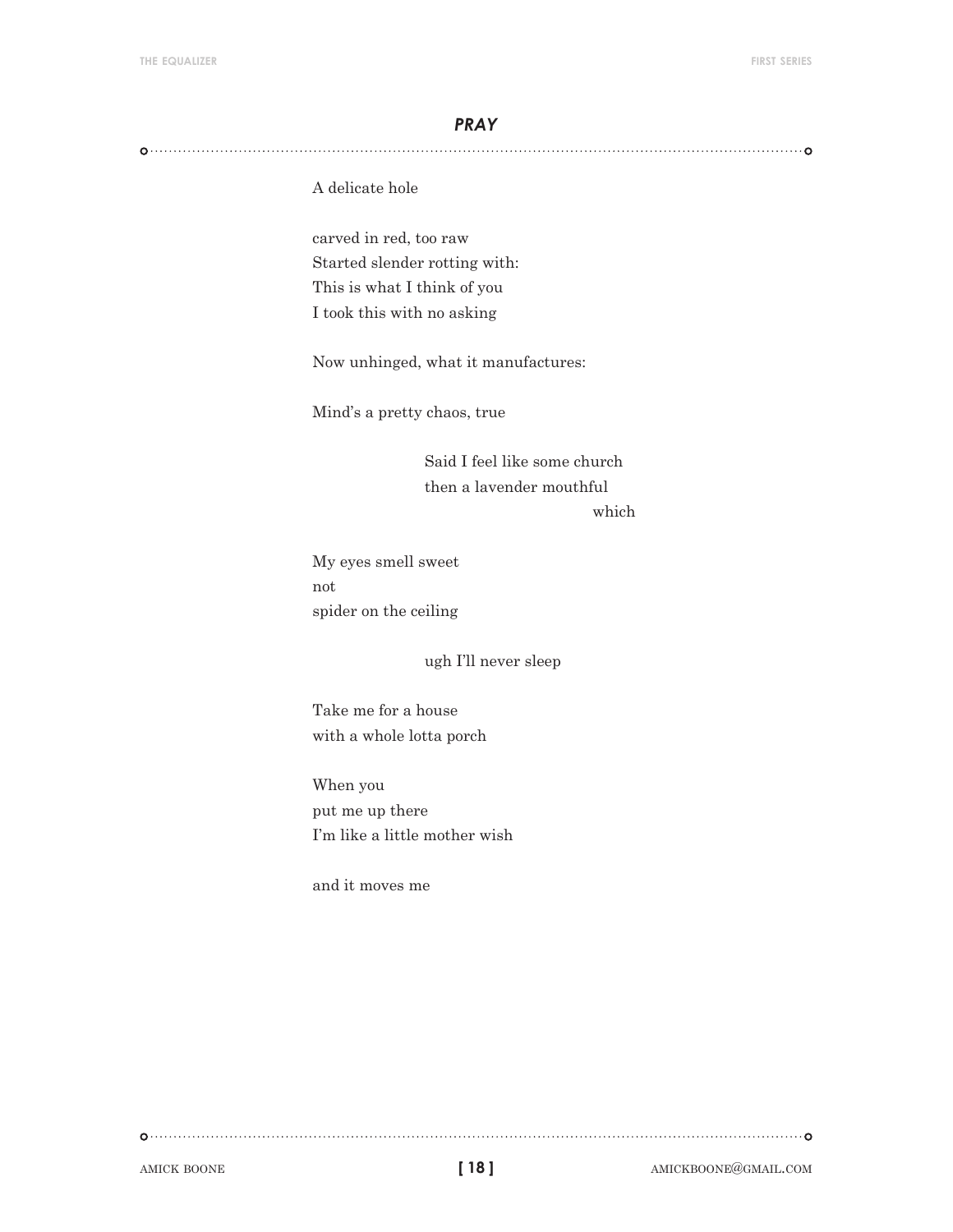## *PRAY*

A delicate hole

carved in red, too raw  
Started slender rotting with:  
This is what I think of you  
I took this with no asking

Now unhinged, what it manufactures:

Mind's a pretty chaos, true

&nbsp;&nbsp;&nbsp;&nbsp;&nbsp;&nbsp;&nbsp;&nbsp;&nbsp;&nbsp;&nbsp;&nbsp;Said I feel like some church  
&nbsp;&nbsp;&nbsp;&nbsp;&nbsp;&nbsp;&nbsp;&nbsp;&nbsp;&nbsp;&nbsp;&nbsp;then a lavender mouthful  
&nbsp;&nbsp;&nbsp;&nbsp;&nbsp;&nbsp;&nbsp;&nbsp;&nbsp;&nbsp;&nbsp;&nbsp;&nbsp;&nbsp;&nbsp;&nbsp;&nbsp;&nbsp;&nbsp;&nbsp;&nbsp;&nbsp;&nbsp;&nbsp;&nbsp;&nbsp;&nbsp;&nbsp;&nbsp;&nbsp;&nbsp;&nbsp;&nbsp;&nbsp;&nbsp;&nbsp;which

My eyes smell sweet  
not  
spider on the ceiling

&nbsp;&nbsp;&nbsp;&nbsp;&nbsp;&nbsp;&nbsp;&nbsp;&nbsp;&nbsp;&nbsp;&nbsp;ugh I'll never sleep

Take me for a house  
with a whole lotta porch

When you  
put me up there  
I'm like a little mother wish

and it moves me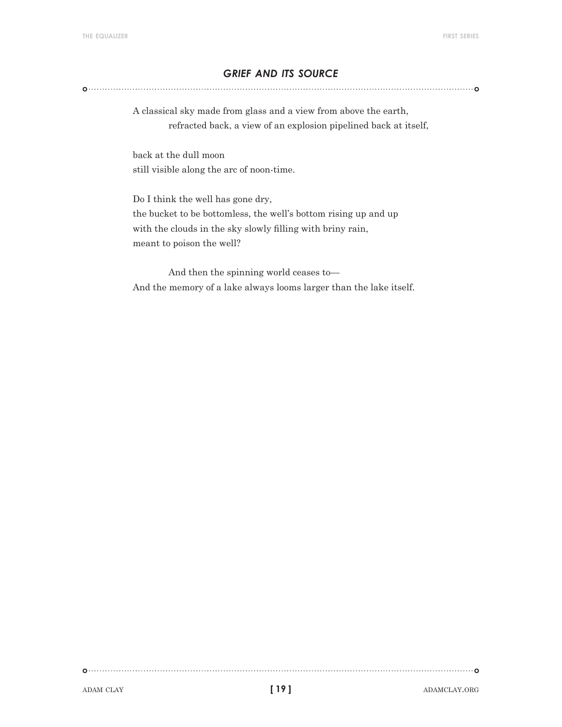## *GRIEF AND ITS SOURCE*

A classical sky made from glass and a view from above the earth,
&emsp;&emsp;&emsp;&emsp;refracted back, a view of an explosion pipelined back at itself,

back at the dull moon
still visible along the arc of noon-time.

Do I think the well has gone dry,
the bucket to be bottomless, the well's bottom rising up and up
with the clouds in the sky slowly filling with briny rain,
meant to poison the well?

&emsp;&emsp;&emsp;&emsp;And then the spinning world ceases to—
And the memory of a lake always looms larger than the lake itself.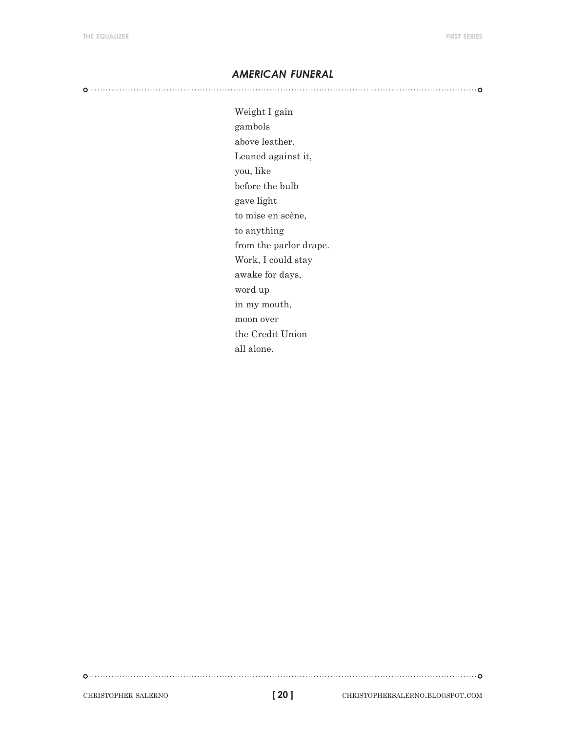## *AMERICAN FUNERAL*

Weight I gain  
gambols  
above leather.  
Leaned against it,  
you, like  
before the bulb  
gave light  
to mise en scène,  
to anything  
from the parlor drape.  
Work, I could stay  
awake for days,  
word up  
in my mouth,  
moon over  
the Credit Union  
all alone.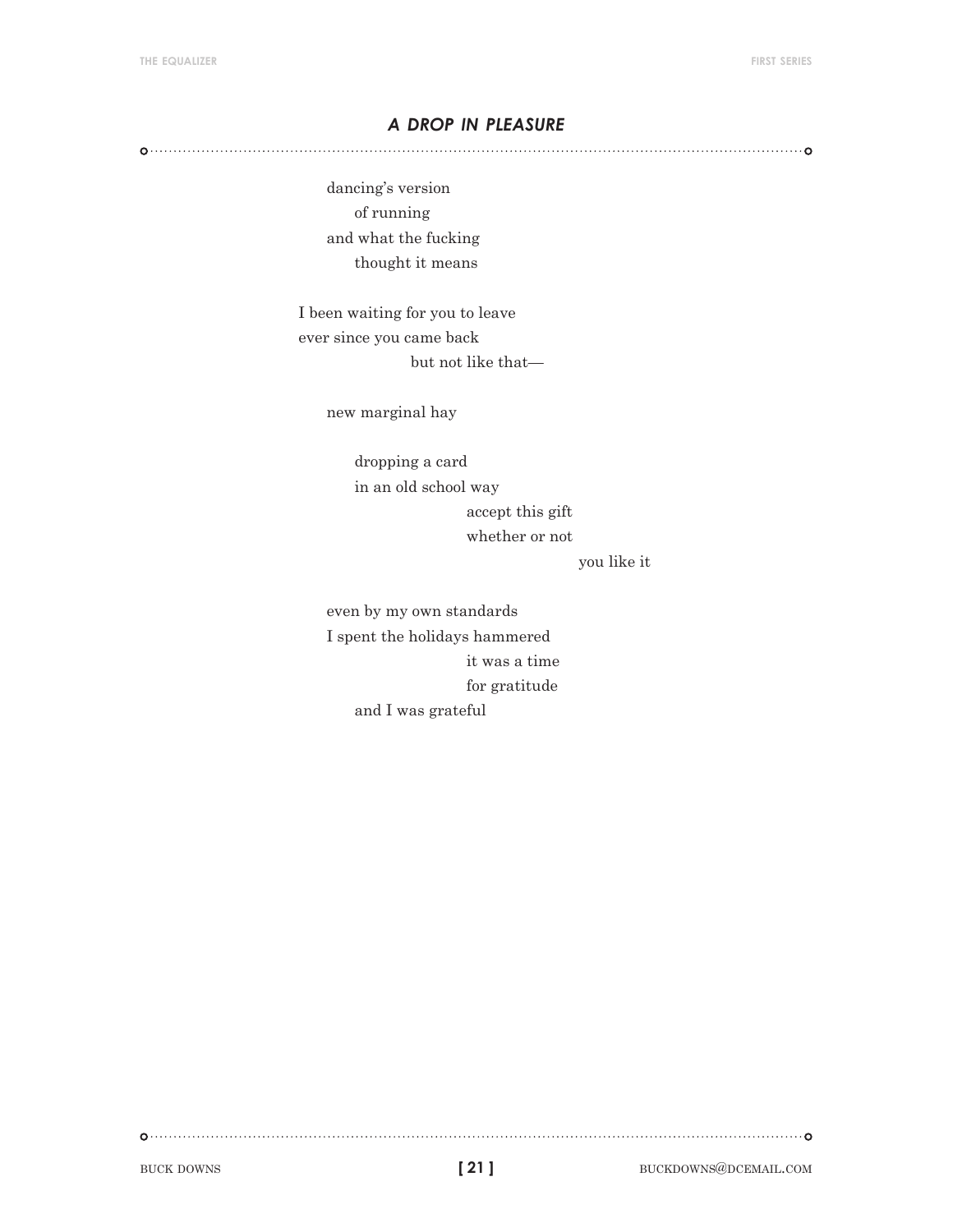## *A DROP IN PLEASURE*

dancing's version  
&nbsp;&nbsp;&nbsp;&nbsp;of running  
and what the fucking  
&nbsp;&nbsp;&nbsp;&nbsp;thought it means

I been waiting for you to leave  
ever since you came back  
&nbsp;&nbsp;&nbsp;&nbsp;&nbsp;&nbsp;&nbsp;&nbsp;&nbsp;&nbsp;&nbsp;&nbsp;&nbsp;&nbsp;&nbsp;&nbsp;but not like that—

new marginal hay

&nbsp;&nbsp;&nbsp;&nbsp;dropping a card  
&nbsp;&nbsp;&nbsp;&nbsp;in an old school way  
&nbsp;&nbsp;&nbsp;&nbsp;&nbsp;&nbsp;&nbsp;&nbsp;&nbsp;&nbsp;&nbsp;&nbsp;&nbsp;&nbsp;&nbsp;&nbsp;&nbsp;&nbsp;&nbsp;&nbsp;accept this gift  
&nbsp;&nbsp;&nbsp;&nbsp;&nbsp;&nbsp;&nbsp;&nbsp;&nbsp;&nbsp;&nbsp;&nbsp;&nbsp;&nbsp;&nbsp;&nbsp;&nbsp;&nbsp;&nbsp;&nbsp;whether or not  
&nbsp;&nbsp;&nbsp;&nbsp;&nbsp;&nbsp;&nbsp;&nbsp;&nbsp;&nbsp;&nbsp;&nbsp;&nbsp;&nbsp;&nbsp;&nbsp;&nbsp;&nbsp;&nbsp;&nbsp;&nbsp;&nbsp;&nbsp;&nbsp;&nbsp;&nbsp;&nbsp;&nbsp;&nbsp;&nbsp;&nbsp;&nbsp;&nbsp;&nbsp;&nbsp;&nbsp;you like it

even by my own standards  
I spent the holidays hammered  
&nbsp;&nbsp;&nbsp;&nbsp;&nbsp;&nbsp;&nbsp;&nbsp;&nbsp;&nbsp;&nbsp;&nbsp;&nbsp;&nbsp;&nbsp;&nbsp;&nbsp;&nbsp;&nbsp;&nbsp;it was a time  
&nbsp;&nbsp;&nbsp;&nbsp;&nbsp;&nbsp;&nbsp;&nbsp;&nbsp;&nbsp;&nbsp;&nbsp;&nbsp;&nbsp;&nbsp;&nbsp;&nbsp;&nbsp;&nbsp;&nbsp;for gratitude  
&nbsp;&nbsp;&nbsp;&nbsp;and I was grateful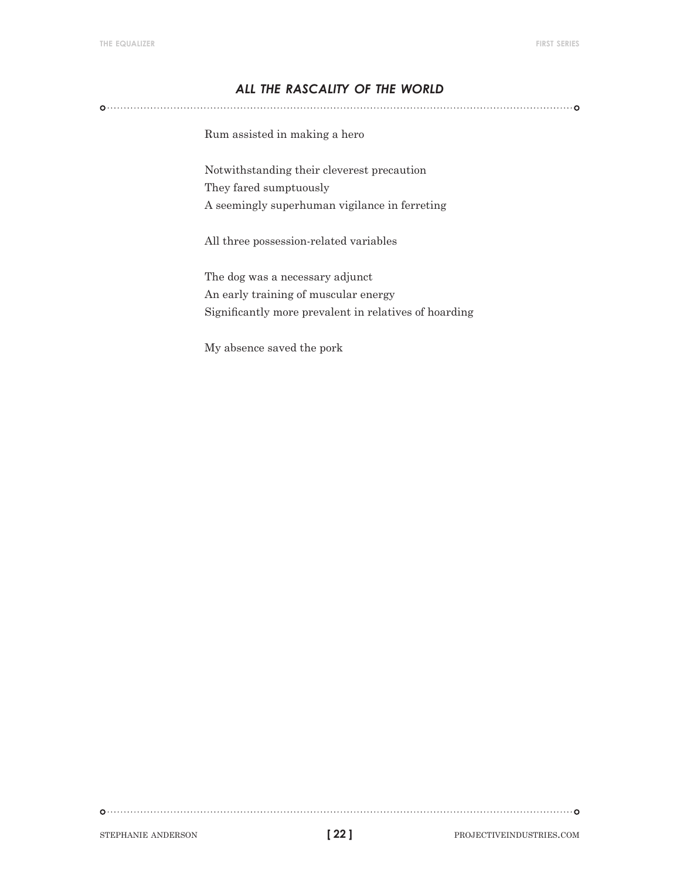## *ALL THE RASCALITY OF THE WORLD*

Rum assisted in making a hero

Notwithstanding their cleverest precaution  
They fared sumptuously  
A seemingly superhuman vigilance in ferreting

All three possession-related variables

The dog was a necessary adjunct  
An early training of muscular energy  
Significantly more prevalent in relatives of hoarding

My absence saved the pork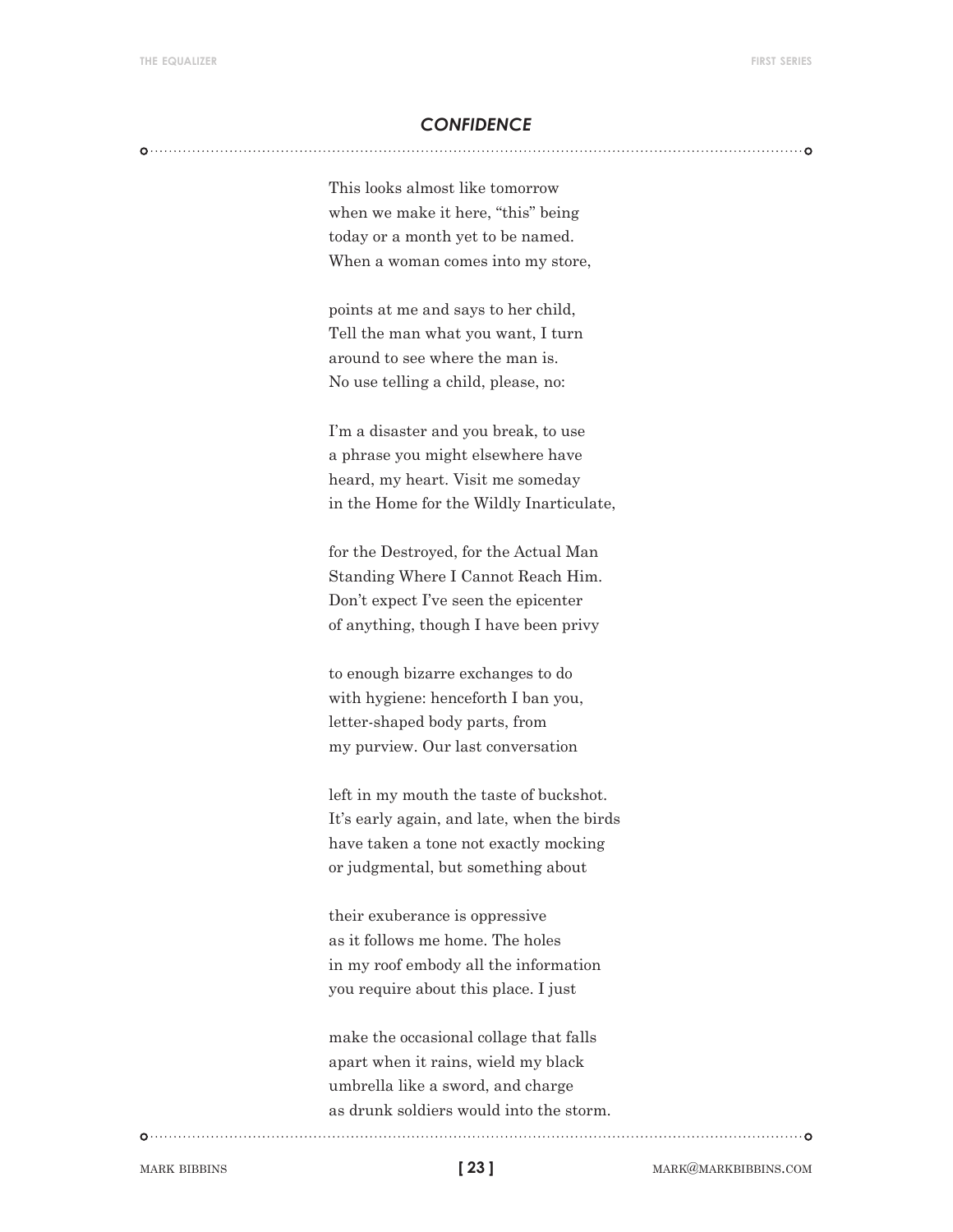## *CONFIDENCE*

This looks almost like tomorrow
when we make it here, "this" being
today or a month yet to be named.
When a woman comes into my store,

points at me and says to her child,
Tell the man what you want, I turn
around to see where the man is.
No use telling a child, please, no:

I'm a disaster and you break, to use
a phrase you might elsewhere have
heard, my heart. Visit me someday
in the Home for the Wildly Inarticulate,

for the Destroyed, for the Actual Man
Standing Where I Cannot Reach Him.
Don't expect I've seen the epicenter
of anything, though I have been privy

to enough bizarre exchanges to do
with hygiene: henceforth I ban you,
letter-shaped body parts, from
my purview. Our last conversation

left in my mouth the taste of buckshot.
It's early again, and late, when the birds
have taken a tone not exactly mocking
or judgmental, but something about

their exuberance is oppressive
as it follows me home. The holes
in my roof embody all the information
you require about this place. I just

make the occasional collage that falls
apart when it rains, wield my black
umbrella like a sword, and charge
as drunk soldiers would into the storm.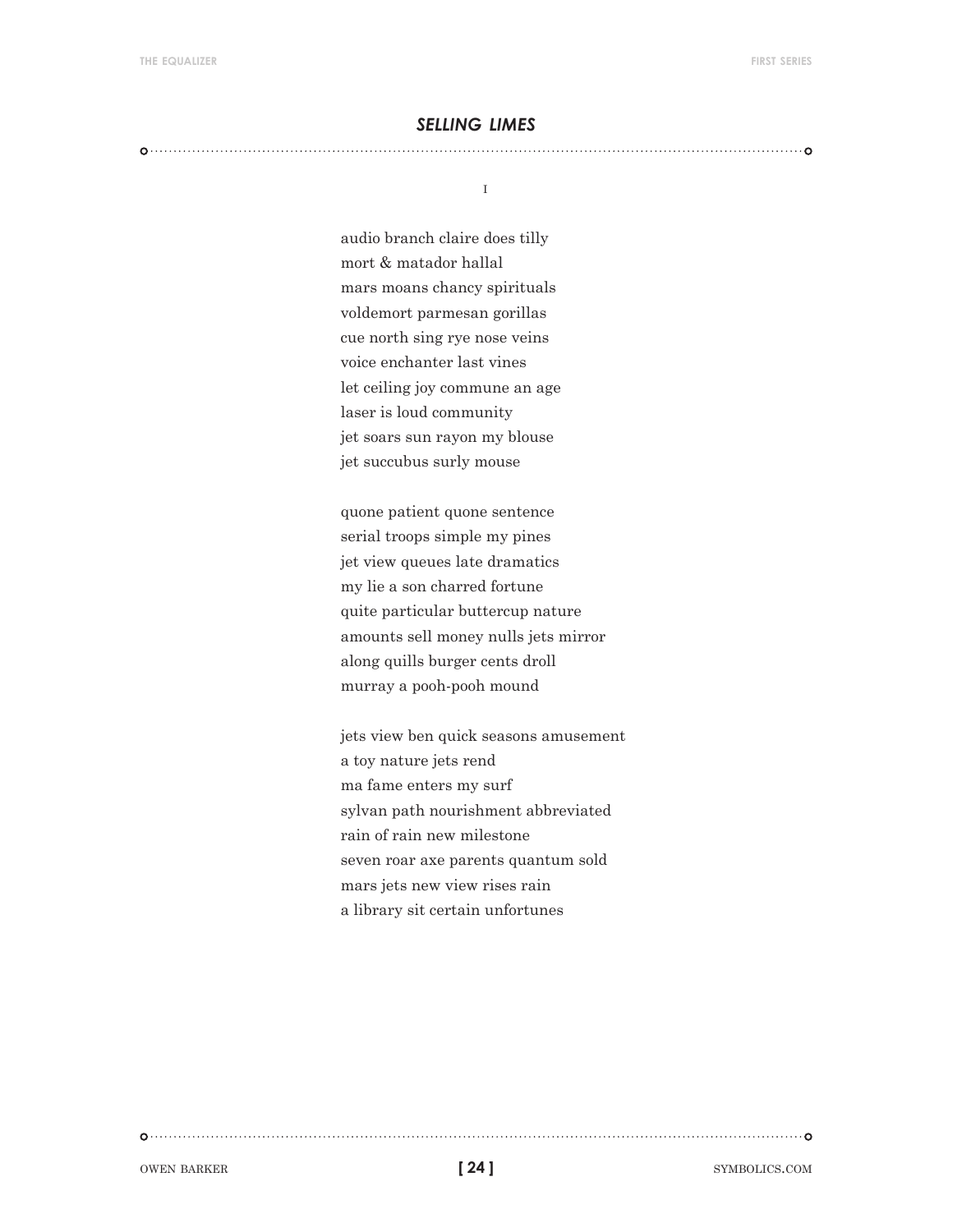## *SELLING LIMES*

I

audio branch claire does tilly
mort & matador hallal
mars moans chancy spirituals
voldemort parmesan gorillas
cue north sing rye nose veins
voice enchanter last vines
let ceiling joy commune an age
laser is loud community
jet soars sun rayon my blouse
jet succubus surly mouse

quone patient quone sentence
serial troops simple my pines
jet view queues late dramatics
my lie a son charred fortune
quite particular buttercup nature
amounts sell money nulls jets mirror
along quills burger cents droll
murray a pooh-pooh mound

jets view ben quick seasons amusement
a toy nature jets rend
ma fame enters my surf
sylvan path nourishment abbreviated
rain of rain new milestone
seven roar axe parents quantum sold
mars jets new view rises rain
a library sit certain unfortunes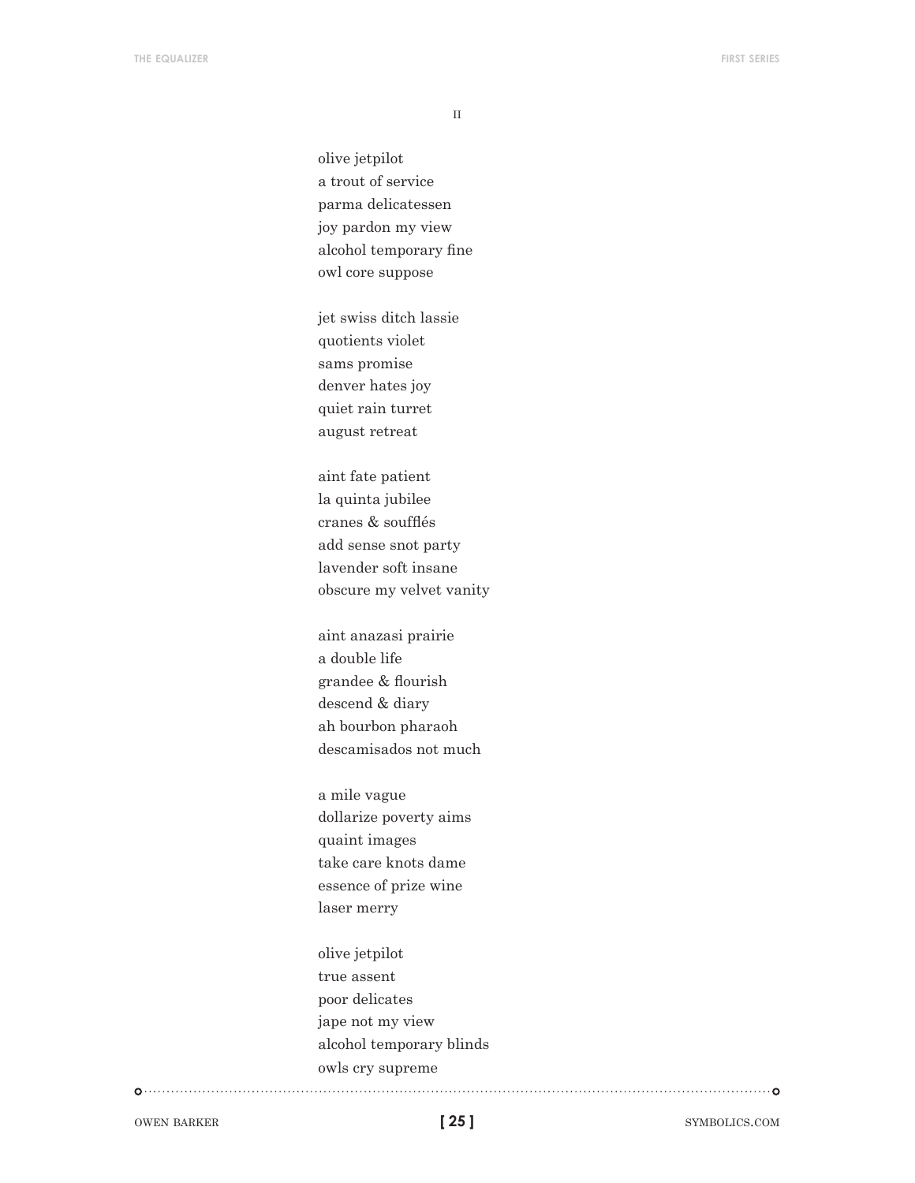II

olive jetpilot  
a trout of service  
parma delicatessen  
joy pardon my view  
alcohol temporary fine  
owl core suppose

jet swiss ditch lassie  
quotients violet  
sams promise  
denver hates joy  
quiet rain turret  
august retreat

aint fate patient  
la quinta jubilee  
cranes & soufflés  
add sense snot party  
lavender soft insane  
obscure my velvet vanity

aint anazasi prairie  
a double life  
grandee & flourish  
descend & diary  
ah bourbon pharaoh  
descamisados not much

a mile vague  
dollarize poverty aims  
quaint images  
take care knots dame  
essence of prize wine  
laser merry

olive jetpilot  
true assent  
poor delicates  
jape not my view  
alcohol temporary blinds  
owls cry supreme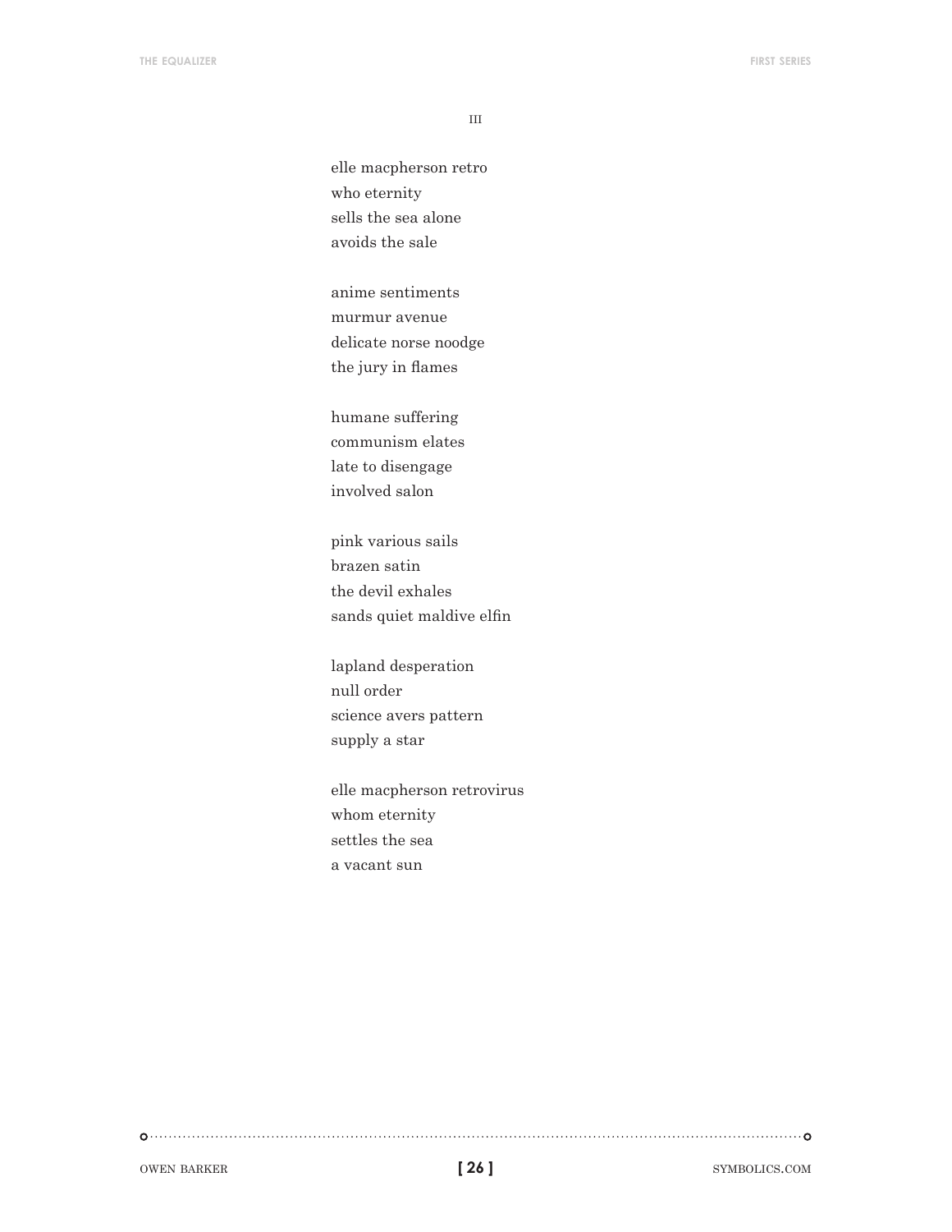III

elle macpherson retro  
who eternity  
sells the sea alone  
avoids the sale

anime sentiments  
murmur avenue  
delicate norse noodge  
the jury in flames

humane suffering  
communism elates  
late to disengage  
involved salon

pink various sails  
brazen satin  
the devil exhales  
sands quiet maldive elfin

lapland desperation  
null order  
science avers pattern  
supply a star

elle macpherson retrovirus  
whom eternity  
settles the sea  
a vacant sun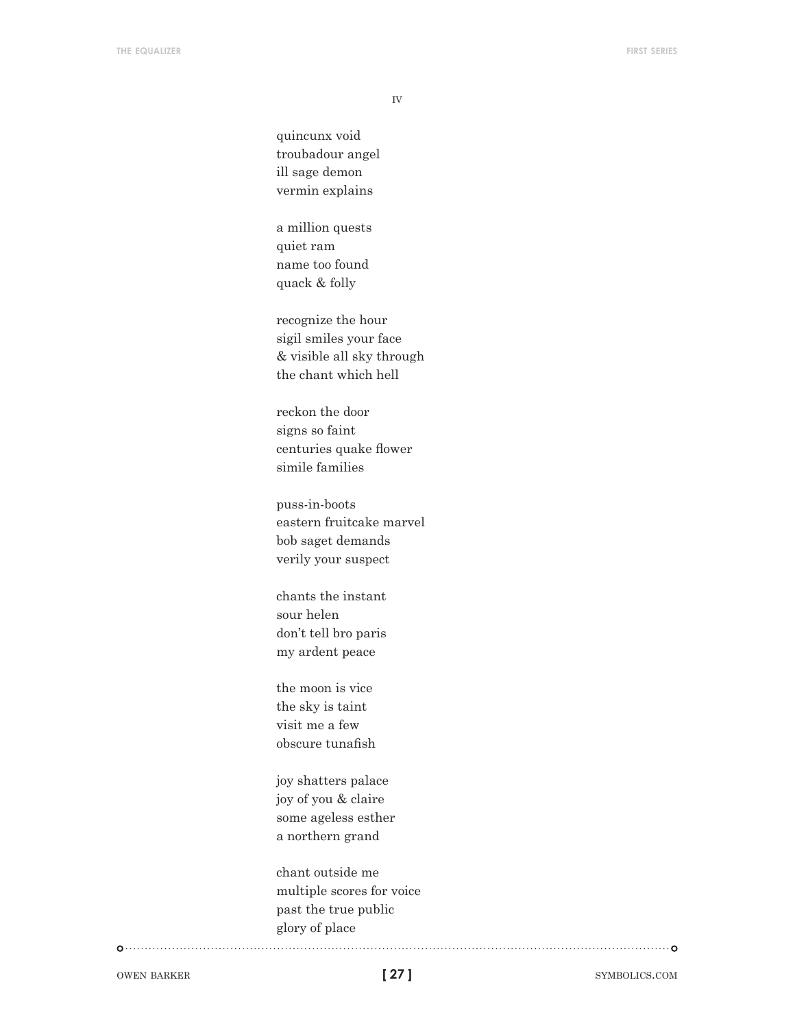IV

quincunx void  
troubadour angel  
ill sage demon  
vermin explains

a million quests  
quiet ram  
name too found  
quack & folly

recognize the hour  
sigil smiles your face  
& visible all sky through  
the chant which hell

reckon the door  
signs so faint  
centuries quake flower  
simile families

puss-in-boots  
eastern fruitcake marvel  
bob saget demands  
verily your suspect

chants the instant  
sour helen  
don't tell bro paris  
my ardent peace

the moon is vice  
the sky is taint  
visit me a few  
obscure tunafish

joy shatters palace  
joy of you & claire  
some ageless esther  
a northern grand

chant outside me  
multiple scores for voice  
past the true public  
glory of place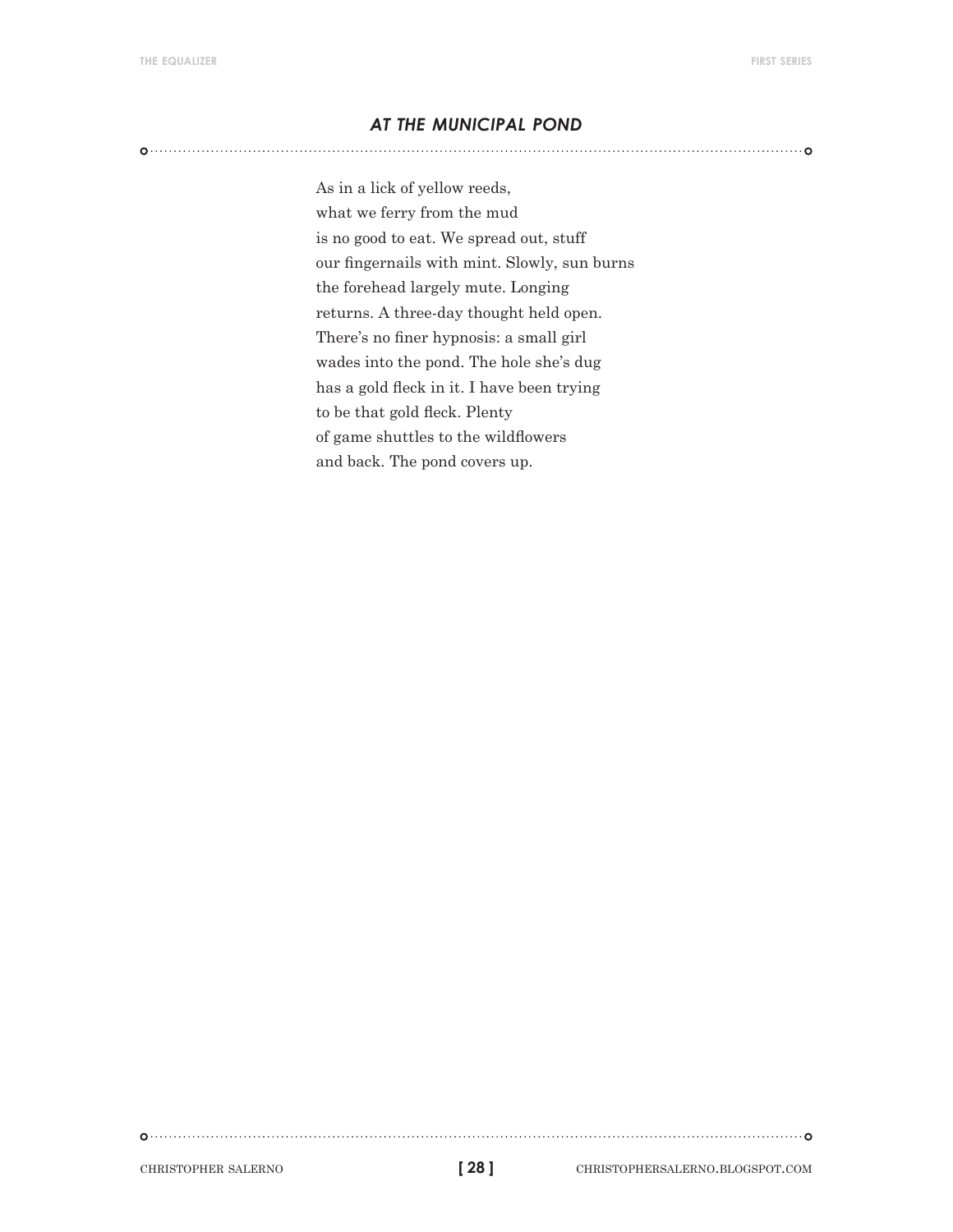## *AT THE MUNICIPAL POND*

As in a lick of yellow reeds,  
what we ferry from the mud  
is no good to eat. We spread out, stuff  
our fingernails with mint. Slowly, sun burns  
the forehead largely mute. Longing  
returns. A three-day thought held open.  
There's no finer hypnosis: a small girl  
wades into the pond. The hole she's dug  
has a gold fleck in it. I have been trying  
to be that gold fleck. Plenty  
of game shuttles to the wildflowers  
and back. The pond covers up.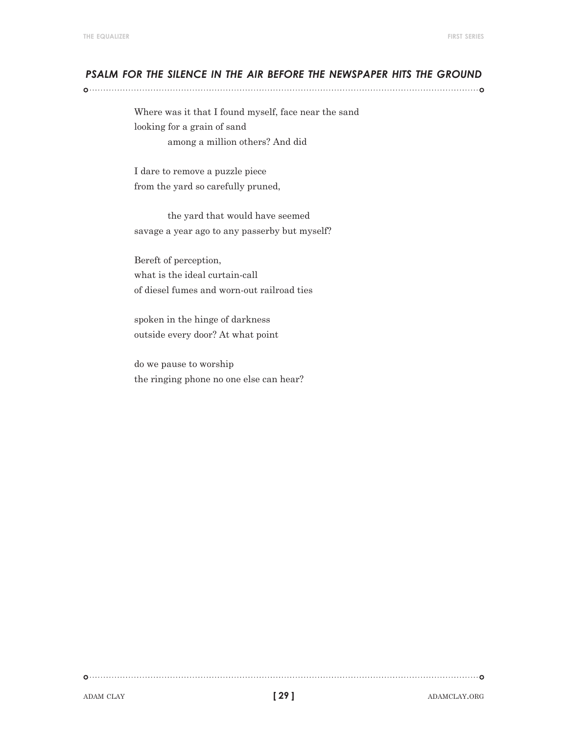## *PSALM FOR THE SILENCE IN THE AIR BEFORE THE NEWSPAPER HITS THE GROUND*

Where was it that I found myself, face near the sand  
looking for a grain of sand  
          among a million others? And did

I dare to remove a puzzle piece  
from the yard so carefully pruned,

          the yard that would have seemed  
savage a year ago to any passerby but myself?

Bereft of perception,  
what is the ideal curtain-call  
of diesel fumes and worn-out railroad ties

spoken in the hinge of darkness  
outside every door? At what point

do we pause to worship  
the ringing phone no one else can hear?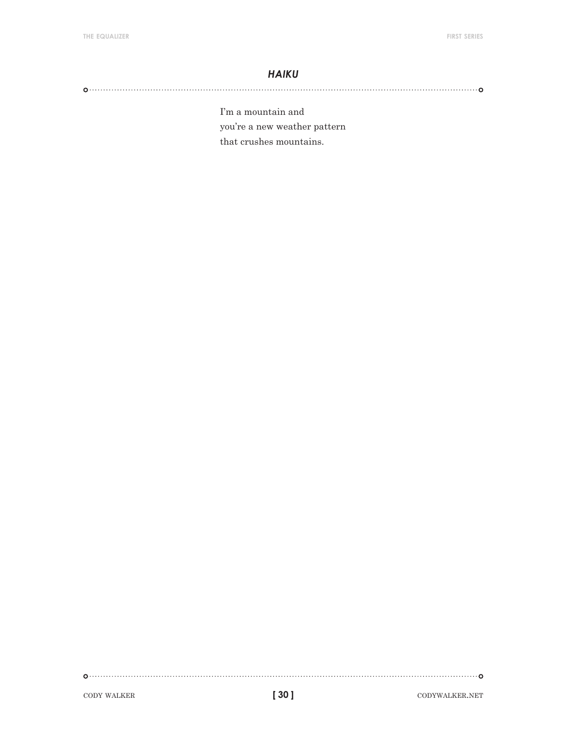## *HAIKU*

I'm a mountain and  
you're a new weather pattern  
that crushes mountains.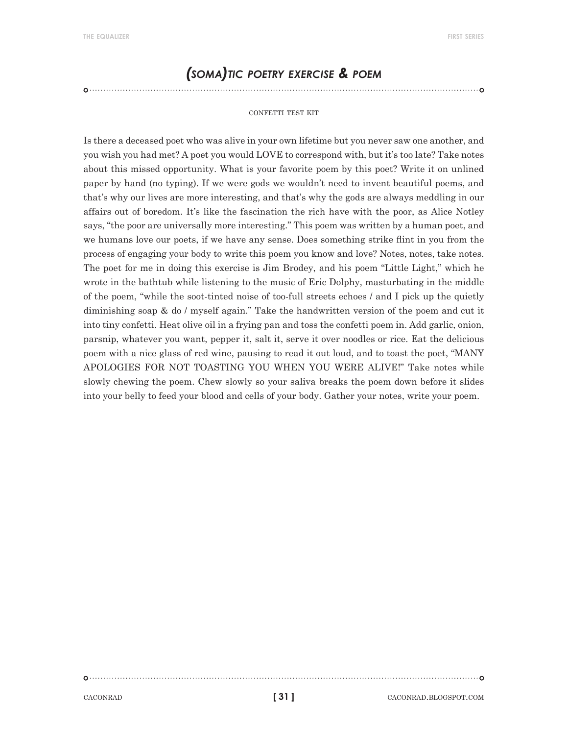## *(SOMA)TIC POETRY EXERCISE & POEM*

CONFETTI TEST KIT

Is there a deceased poet who was alive in your own lifetime but you never saw one another, and you wish you had met? A poet you would LOVE to correspond with, but it's too late? Take notes about this missed opportunity. What is your favorite poem by this poet? Write it on unlined paper by hand (no typing). If we were gods we wouldn't need to invent beautiful poems, and that's why our lives are more interesting, and that's why the gods are always meddling in our affairs out of boredom. It's like the fascination the rich have with the poor, as Alice Notley says, "the poor are universally more interesting." This poem was written by a human poet, and we humans love our poets, if we have any sense. Does something strike flint in you from the process of engaging your body to write this poem you know and love? Notes, notes, take notes. The poet for me in doing this exercise is Jim Brodey, and his poem "Little Light," which he wrote in the bathtub while listening to the music of Eric Dolphy, masturbating in the middle of the poem, "while the soot-tinted noise of too-full streets echoes / and I pick up the quietly diminishing soap & do / myself again." Take the handwritten version of the poem and cut it into tiny confetti. Heat olive oil in a frying pan and toss the confetti poem in. Add garlic, onion, parsnip, whatever you want, pepper it, salt it, serve it over noodles or rice. Eat the delicious poem with a nice glass of red wine, pausing to read it out loud, and to toast the poet, "MANY APOLOGIES FOR NOT TOASTING YOU WHEN YOU WERE ALIVE!" Take notes while slowly chewing the poem. Chew slowly so your saliva breaks the poem down before it slides into your belly to feed your blood and cells of your body. Gather your notes, write your poem.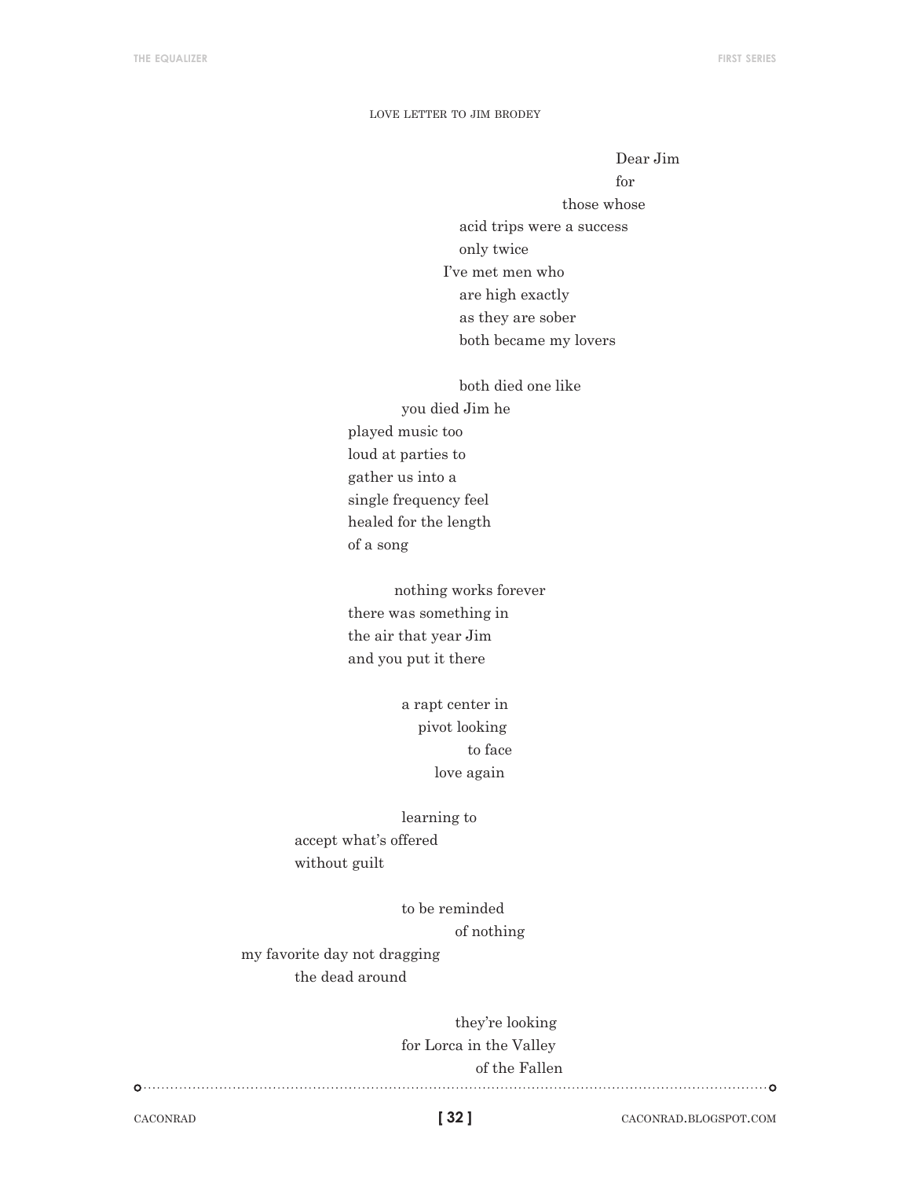## LOVE LETTER TO JIM BRODEY

Dear Jim
for
those whose
acid trips were a success
only twice
I've met men who
are high exactly
as they are sober
both became my lovers

both died one like
you died Jim he
played music too
loud at parties to
gather us into a
single frequency feel
healed for the length
of a song

nothing works forever
there was something in
the air that year Jim
and you put it there

a rapt center in
pivot looking
to face
love again

learning to
accept what's offered
without guilt

to be reminded
of nothing
my favorite day not dragging
the dead around

they're looking
for Lorca in the Valley
of the Fallen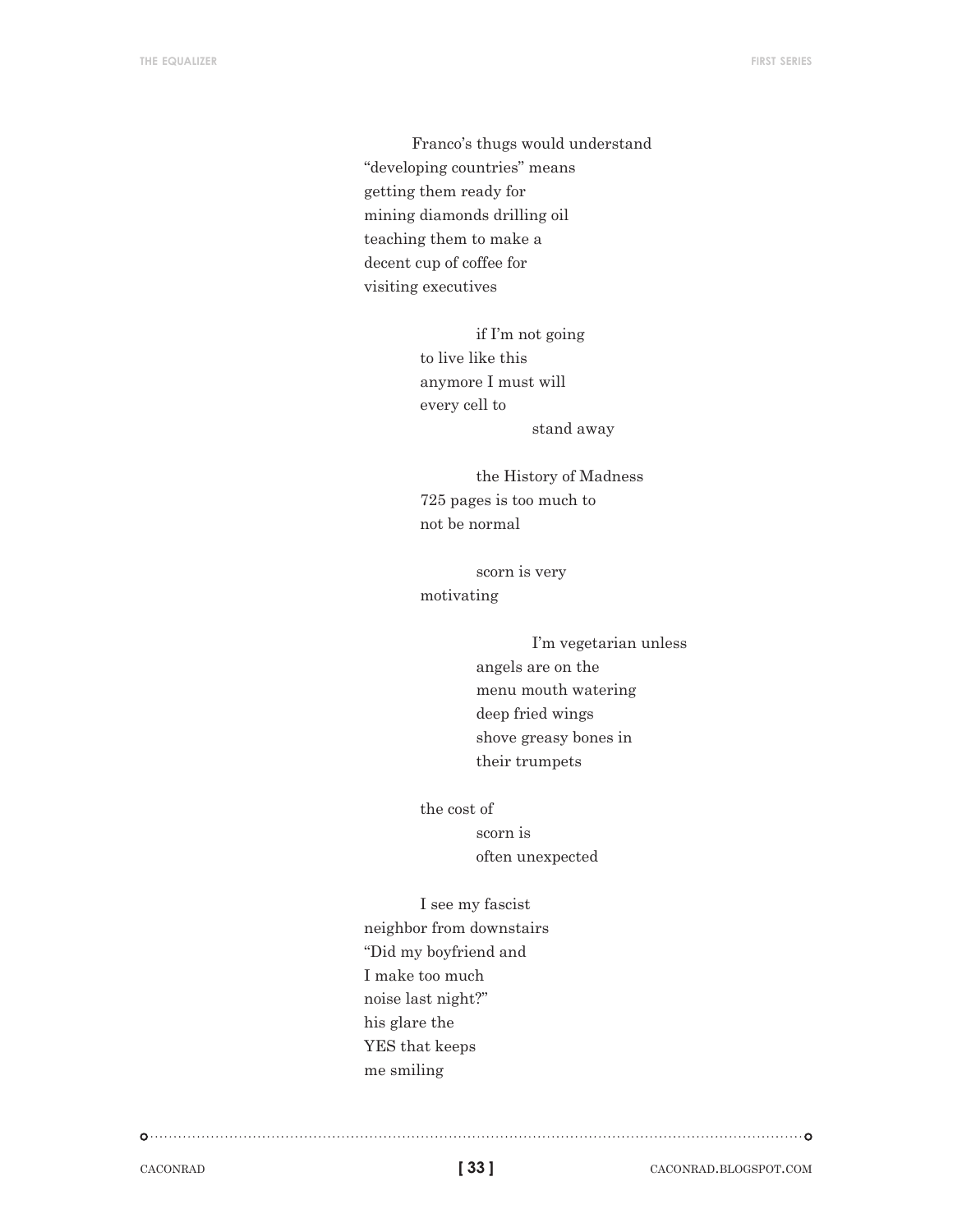Franco's thugs would understand
"developing countries" means
getting them ready for
mining diamonds drilling oil
teaching them to make a
decent cup of coffee for
visiting executives

if I'm not going
to live like this
anymore I must will
every cell to
stand away

the History of Madness
725 pages is too much to
not be normal

scorn is very
motivating

I'm vegetarian unless
angels are on the
menu mouth watering
deep fried wings
shove greasy bones in
their trumpets

the cost of
scorn is
often unexpected

I see my fascist
neighbor from downstairs
"Did my boyfriend and
I make too much
noise last night?"
his glare the
YES that keeps
me smiling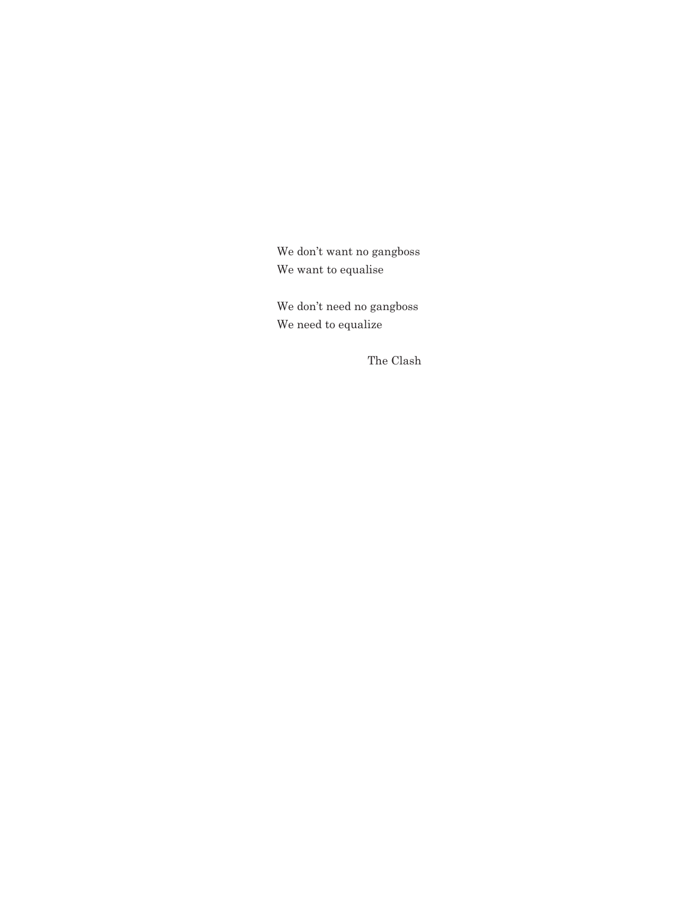We don't want no gangboss  
We want to equalise

We don't need no gangboss  
We need to equalize

The Clash